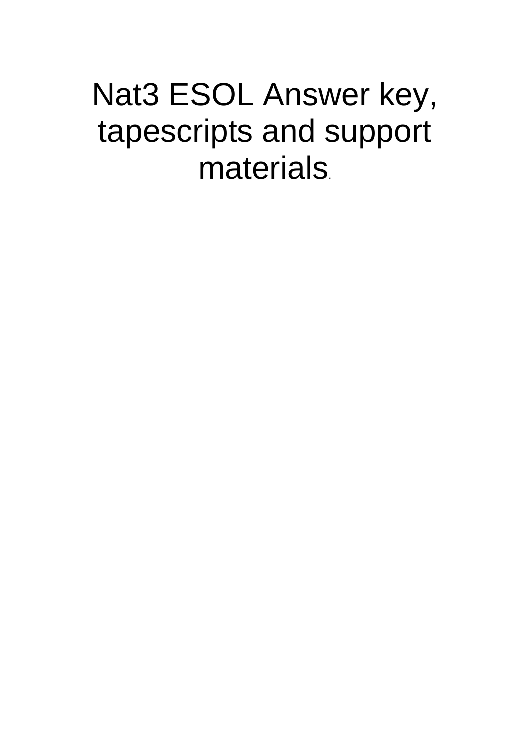# Nat3 ESOL Answer key, tapescripts and support materials.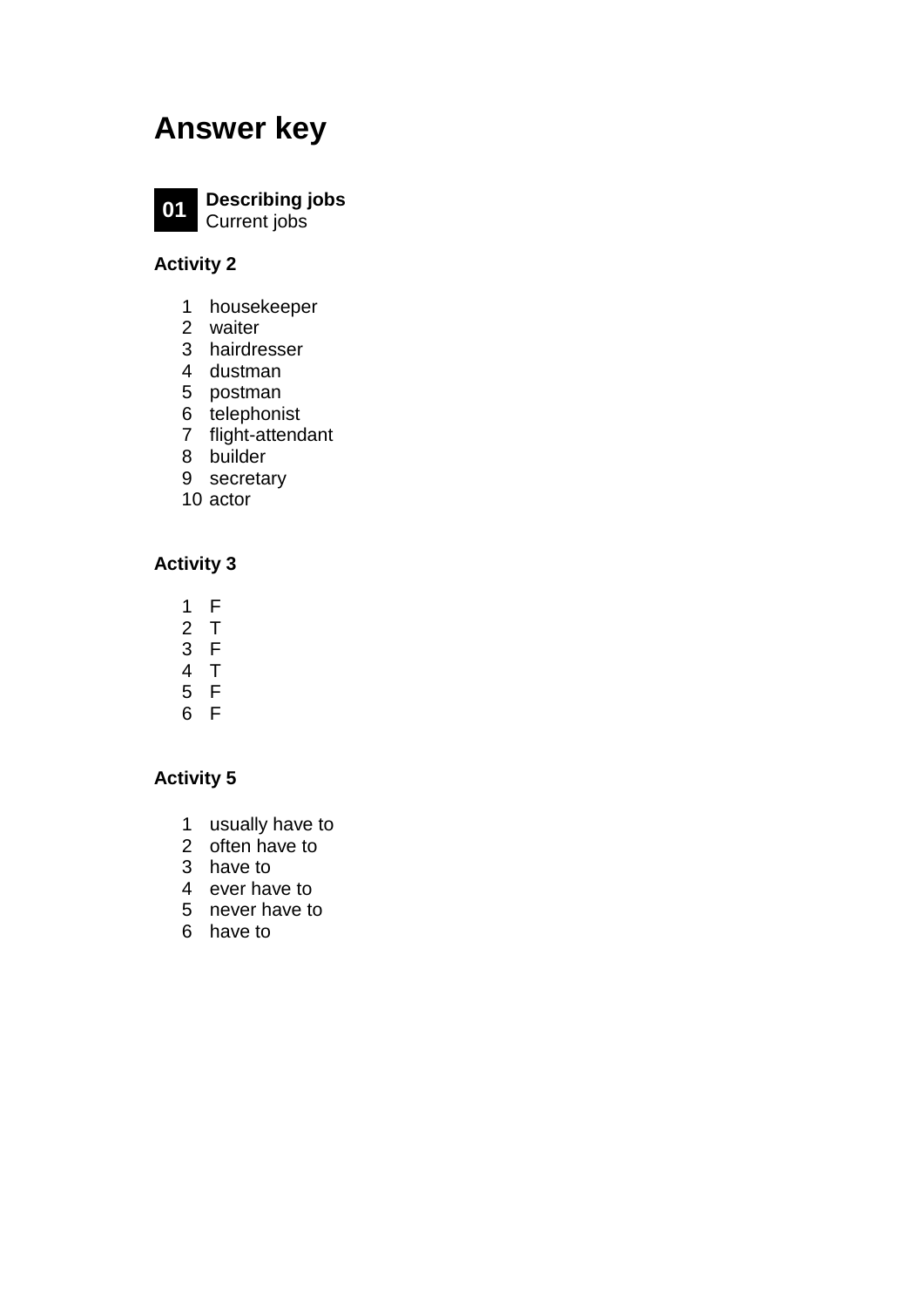# Answer key

**01** **Describing jobs**
Current jobs

**Activity 2**

1 housekeeper
2 waiter
3 hairdresser
4 dustman
5 postman
6 telephonist
7 flight-attendant
8 builder
9 secretary
10 actor

**Activity 3**

1 F
2 T
3 F
4 T
5 F
6 F

**Activity 5**

1 usually have to
2 often have to
3 have to
4 ever have to
5 never have to
6 have to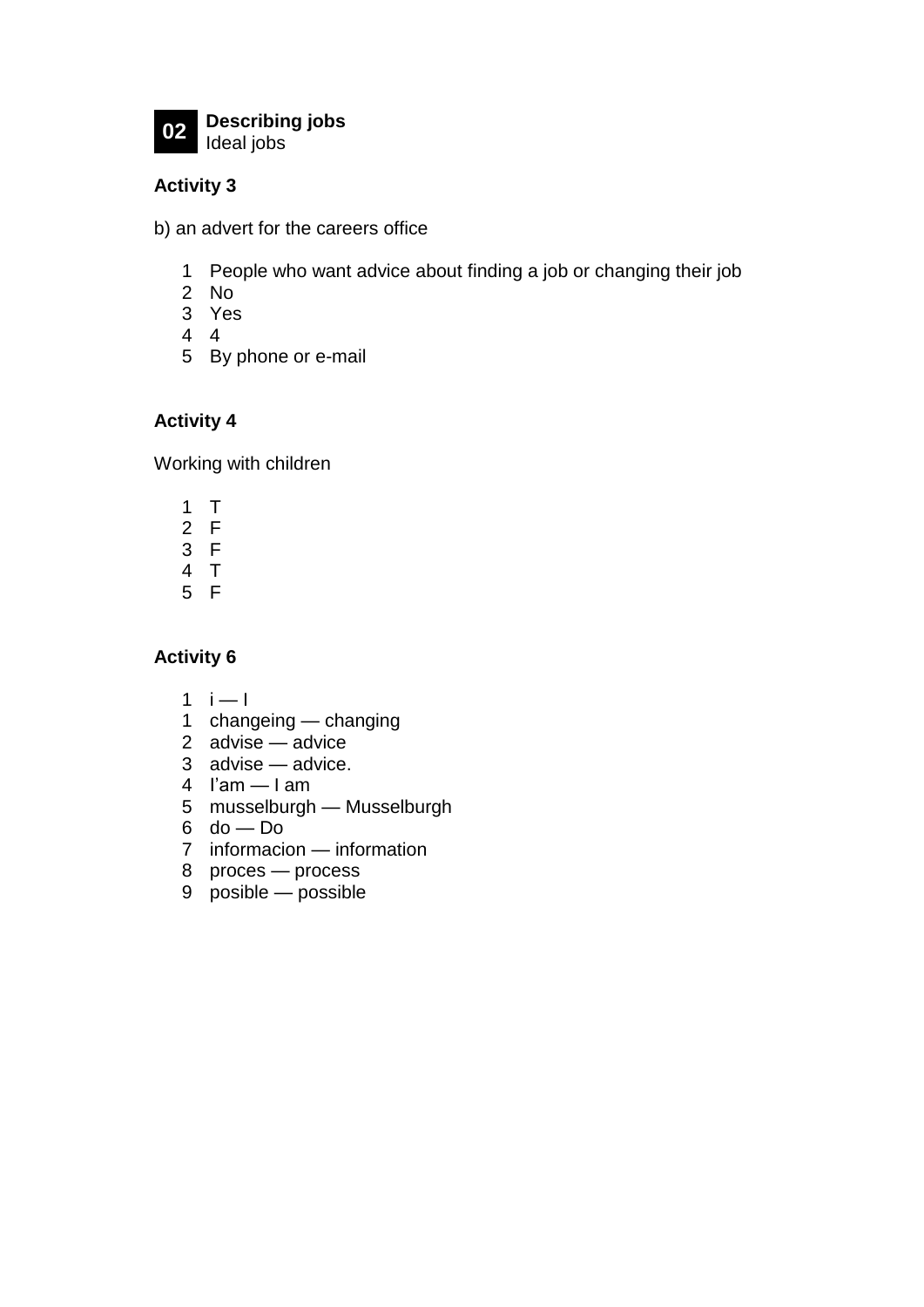**02** **Describing jobs**
Ideal jobs

**Activity 3**

b) an advert for the careers office

1. People who want advice about finding a job or changing their job
2. No
3. Yes
4. 4
5. By phone or e-mail

**Activity 4**

Working with children

1. T
2. F
3. F
4. T
5. F

**Activity 6**

1 i — I
1 changeing — changing
2 advise — advice
3 advise — advice.
4 I'am — I am
5 musselburgh — Musselburgh
6 do — Do
7 informacion — information
8 proces — process
9 posible — possible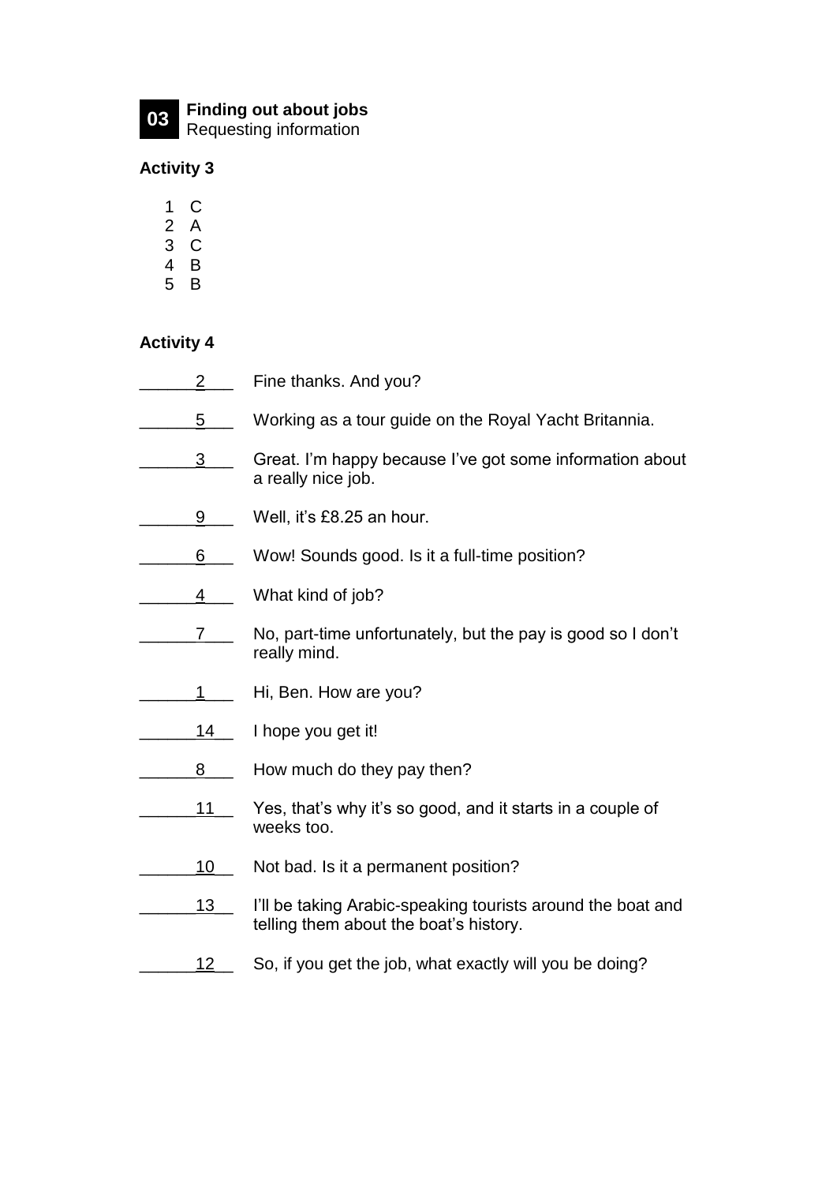**03** **Finding out about jobs**
Requesting information

**Activity 3**

1 C
2 A
3 C
4 B
5 B

**Activity 4**

______2___ Fine thanks. And you?

______5___ Working as a tour guide on the Royal Yacht Britannia.

______3___ Great. I'm happy because I've got some information about a really nice job.

______9___ Well, it's £8.25 an hour.

______6___ Wow! Sounds good. Is it a full-time position?

______4___ What kind of job?

______7___ No, part-time unfortunately, but the pay is good so I don't really mind.

______1___ Hi, Ben. How are you?

______14__ I hope you get it!

______8___ How much do they pay then?

______11__ Yes, that's why it's so good, and it starts in a couple of weeks too.

______10__ Not bad. Is it a permanent position?

______13__ I'll be taking Arabic-speaking tourists around the boat and telling them about the boat's history.

______12__ So, if you get the job, what exactly will you be doing?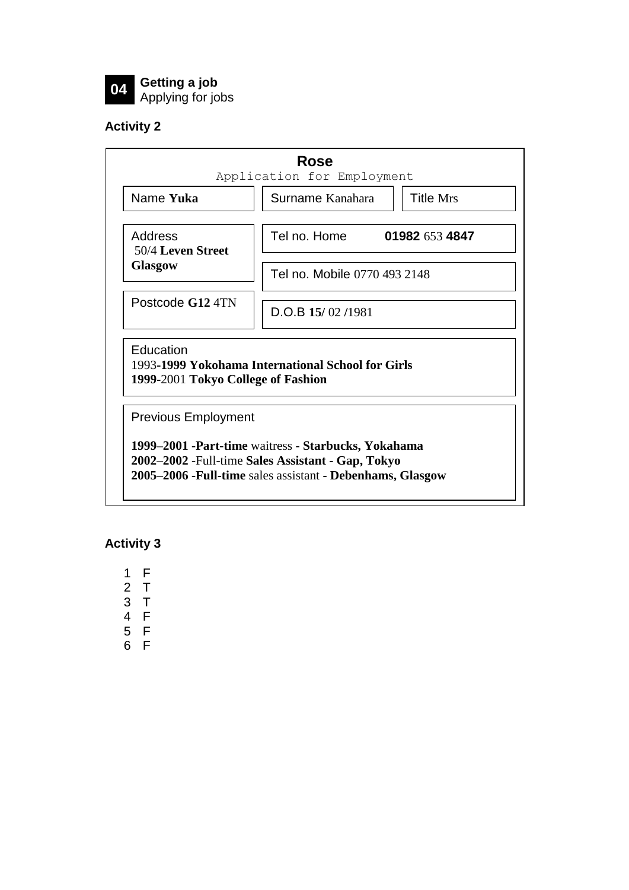**04** **Getting a job**
Applying for jobs

### Activity 2

**Rose**
Application for Employment

| | | |
|---|---|---|
| Name **Yuka** | Surname Kanahara | Title Mrs |
| Address 50/4 **Leven Street** **Glasgow** | Tel no. Home **01982** 653 **4847** | |
| | Tel no. Mobile 0770 493 2148 | |
| Postcode **G12** 4TN | D.O.B **15/** 02 /1981 | |

Education
1993-**1999 Yokohama International School for Girls**
**1999-**2001 **Tokyo College of Fashion**

Previous Employment

**1999–2001 -Part-time** waitress **- Starbucks, Yokahama**
**2002–2002** -Full-time **Sales Assistant - Gap, Tokyo**
**2005–2006 -Full-time** sales assistant **- Debenhams, Glasgow**

### Activity 3

1 F
2 T
3 T
4 F
5 F
6 F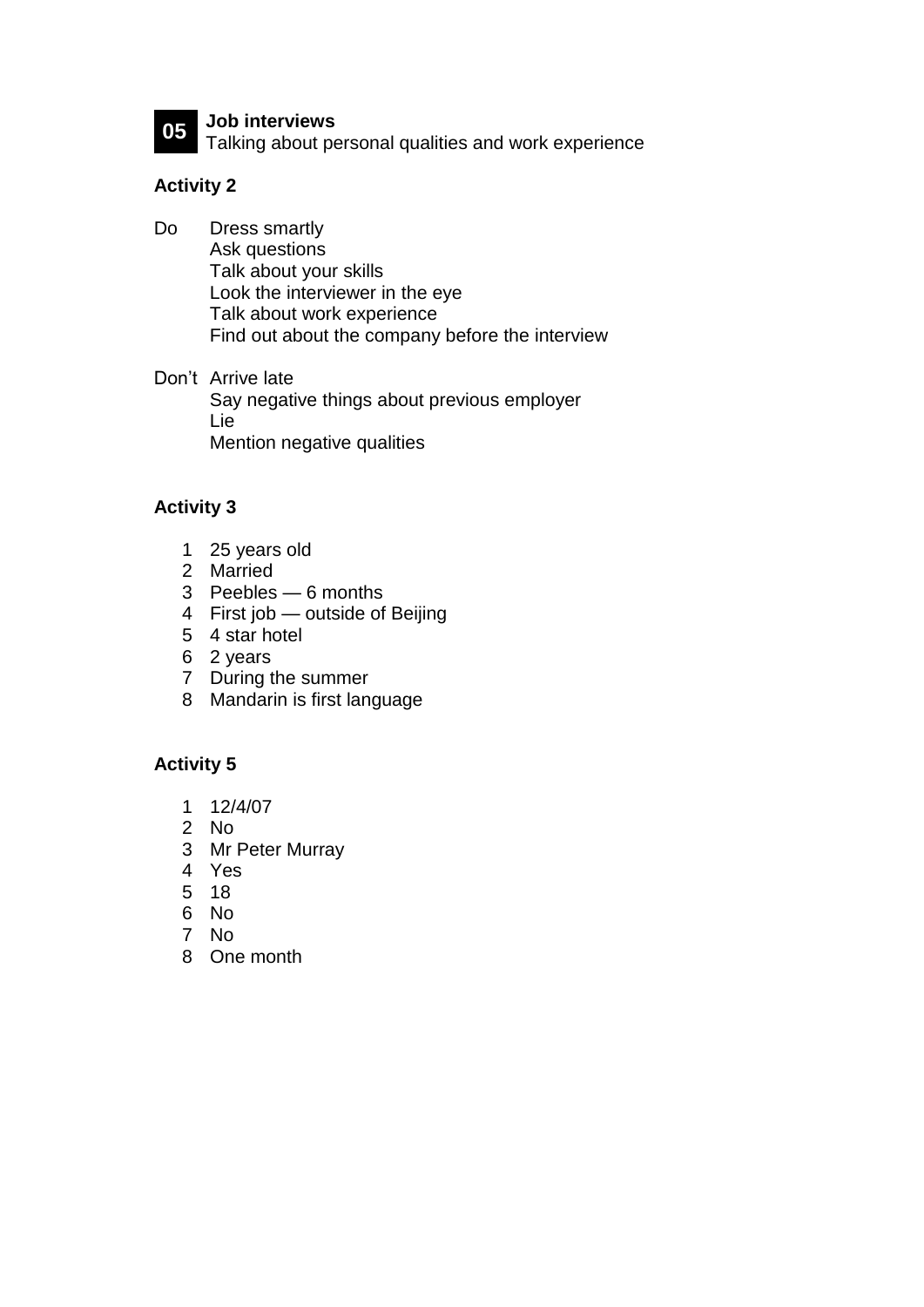## 05 Job interviews

Talking about personal qualities and work experience

**Activity 2**

Do
- Dress smartly
- Ask questions
- Talk about your skills
- Look the interviewer in the eye
- Talk about work experience
- Find out about the company before the interview

Don't
- Arrive late
- Say negative things about previous employer
- Lie
- Mention negative qualities

**Activity 3**

1. 25 years old
2. Married
3. Peebles — 6 months
4. First job — outside of Beijing
5. 4 star hotel
6. 2 years
7. During the summer
8. Mandarin is first language

**Activity 5**

1. 12/4/07
2. No
3. Mr Peter Murray
4. Yes
5. 18
6. No
7. No
8. One month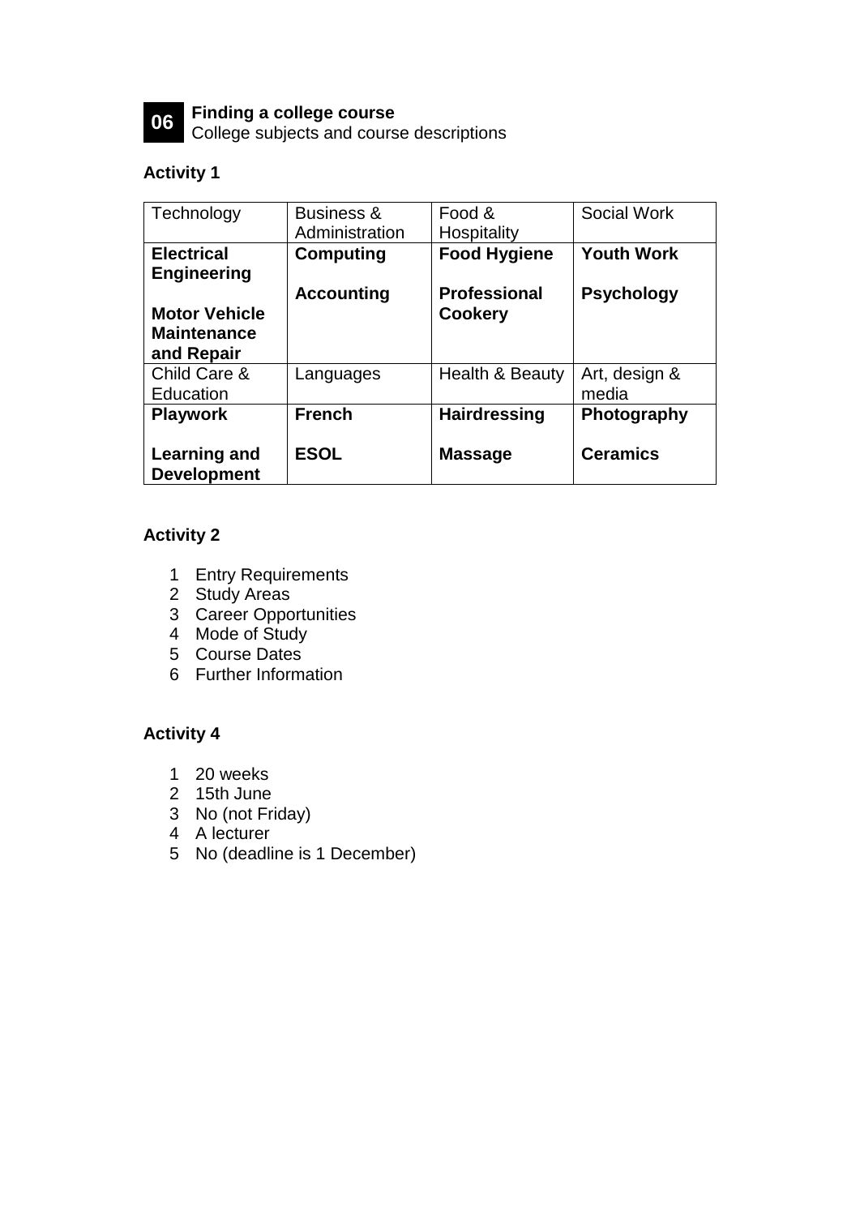**06** **Finding a college course**
College subjects and course descriptions

**Activity 1**

| Technology | Business & Administration | Food & Hospitality | Social Work |
|---|---|---|---|
| **Electrical Engineering**<br><br>**Motor Vehicle Maintenance and Repair** | **Computing**<br><br>**Accounting** | **Food Hygiene**<br><br>**Professional Cookery** | **Youth Work**<br><br>**Psychology** |
| Child Care & Education | Languages | Health & Beauty | Art, design & media |
| **Playwork**<br><br>**Learning and Development** | **French**<br><br>**ESOL** | **Hairdressing**<br><br>**Massage** | **Photography**<br><br>**Ceramics** |

**Activity 2**

1 Entry Requirements
2 Study Areas
3 Career Opportunities
4 Mode of Study
5 Course Dates
6 Further Information

**Activity 4**

1 20 weeks
2 15th June
3 No (not Friday)
4 A lecturer
5 No (deadline is 1 December)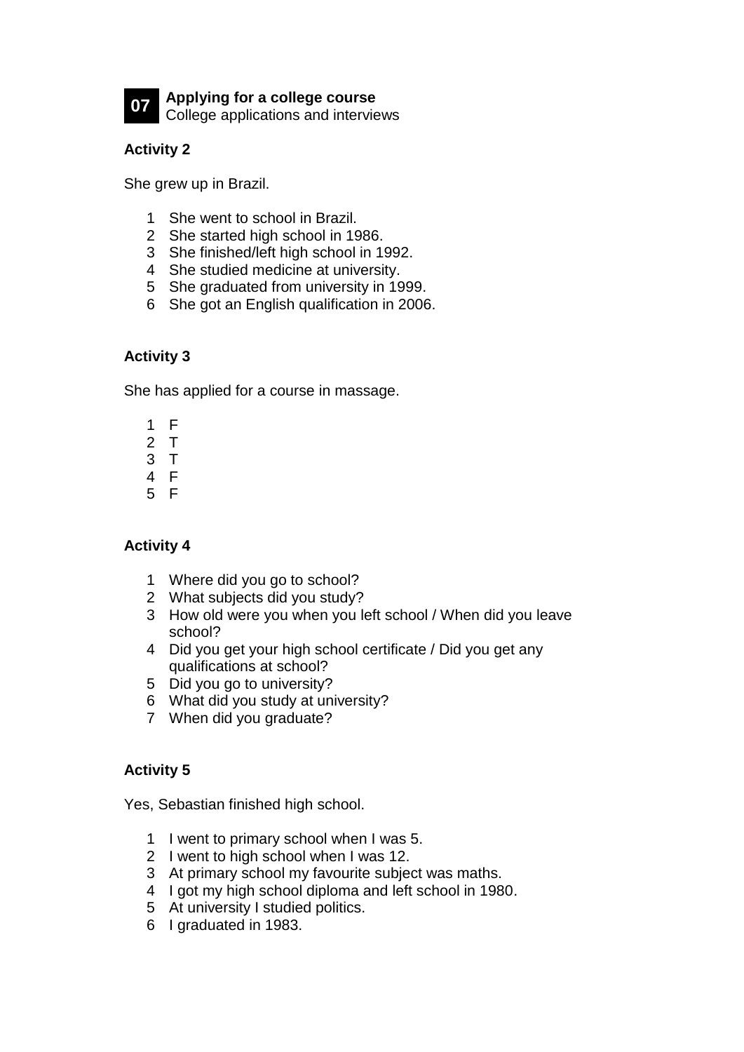**07** **Applying for a college course**
College applications and interviews

## Activity 2

She grew up in Brazil.

1. She went to school in Brazil.
2. She started high school in 1986.
3. She finished/left high school in 1992.
4. She studied medicine at university.
5. She graduated from university in 1999.
6. She got an English qualification in 2006.

## Activity 3

She has applied for a course in massage.

1. F
2. T
3. T
4. F
5. F

## Activity 4

1. Where did you go to school?
2. What subjects did you study?
3. How old were you when you left school / When did you leave school?
4. Did you get your high school certificate / Did you get any qualifications at school?
5. Did you go to university?
6. What did you study at university?
7. When did you graduate?

## Activity 5

Yes, Sebastian finished high school.

1. I went to primary school when I was 5.
2. I went to high school when I was 12.
3. At primary school my favourite subject was maths.
4. I got my high school diploma and left school in 1980.
5. At university I studied politics.
6. I graduated in 1983.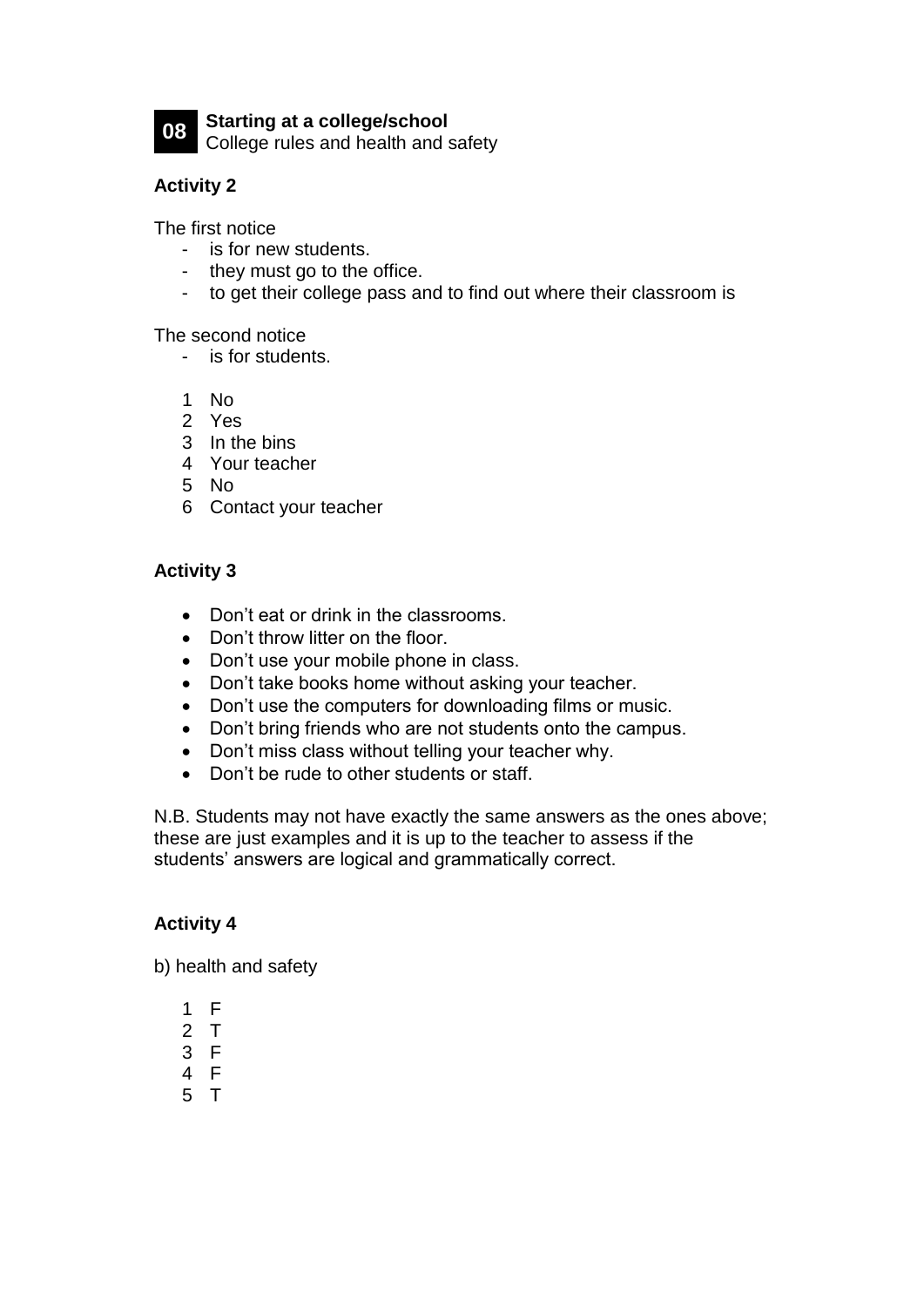**08** **Starting at a college/school**
College rules and health and safety

### Activity 2

The first notice
- is for new students.
- they must go to the office.
- to get their college pass and to find out where their classroom is

The second notice
- is for students.

1. No
2. Yes
3. In the bins
4. Your teacher
5. No
6. Contact your teacher

### Activity 3

- Don't eat or drink in the classrooms.
- Don't throw litter on the floor.
- Don't use your mobile phone in class.
- Don't take books home without asking your teacher.
- Don't use the computers for downloading films or music.
- Don't bring friends who are not students onto the campus.
- Don't miss class without telling your teacher why.
- Don't be rude to other students or staff.

N.B. Students may not have exactly the same answers as the ones above; these are just examples and it is up to the teacher to assess if the students' answers are logical and grammatically correct.

### Activity 4

b) health and safety

1. F
2. T
3. F
4. F
5. T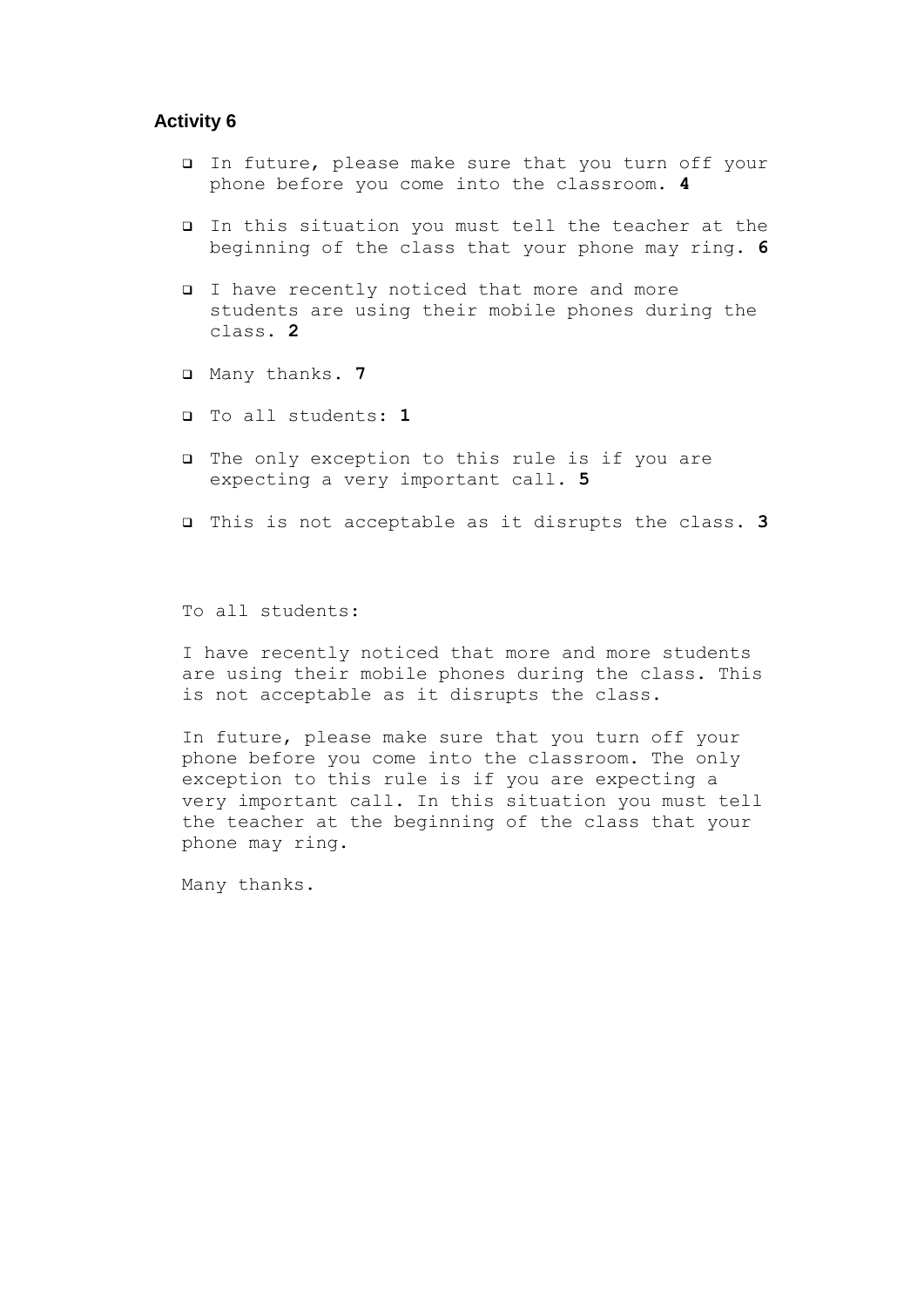### Activity 6

- In future, please make sure that you turn off your phone before you come into the classroom. **4**
- In this situation you must tell the teacher at the beginning of the class that your phone may ring. **6**
- I have recently noticed that more and more students are using their mobile phones during the class. **2**
- Many thanks. **7**
- To all students: **1**
- The only exception to this rule is if you are expecting a very important call. **5**
- This is not acceptable as it disrupts the class. **3**

To all students:

I have recently noticed that more and more students are using their mobile phones during the class. This is not acceptable as it disrupts the class.

In future, please make sure that you turn off your phone before you come into the classroom. The only exception to this rule is if you are expecting a very important call. In this situation you must tell the teacher at the beginning of the class that your phone may ring.

Many thanks.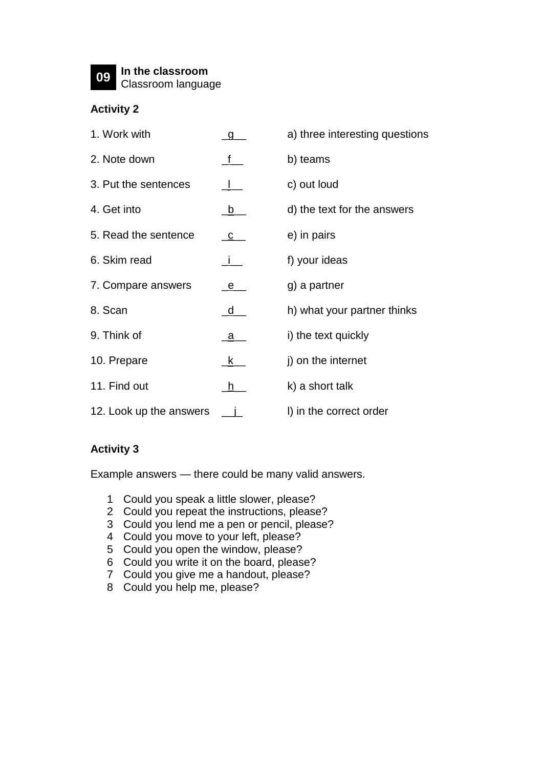**09** **In the classroom**
Classroom language

**Activity 2**

| | | |
|---|---|---|
| 1. Work with | g | a) three interesting questions |
| 2. Note down | f | b) teams |
| 3. Put the sentences | l | c) out loud |
| 4. Get into | b | d) the text for the answers |
| 5. Read the sentence | c | e) in pairs |
| 6. Skim read | i | f) your ideas |
| 7. Compare answers | e | g) a partner |
| 8. Scan | d | h) what your partner thinks |
| 9. Think of | a | i) the text quickly |
| 10. Prepare | k | j) on the internet |
| 11. Find out | h | k) a short talk |
| 12. Look up the answers | j | l) in the correct order |

**Activity 3**

Example answers — there could be many valid answers.

1. Could you speak a little slower, please?
2. Could you repeat the instructions, please?
3. Could you lend me a pen or pencil, please?
4. Could you move to your left, please?
5. Could you open the window, please?
6. Could you write it on the board, please?
7. Could you give me a handout, please?
8. Could you help me, please?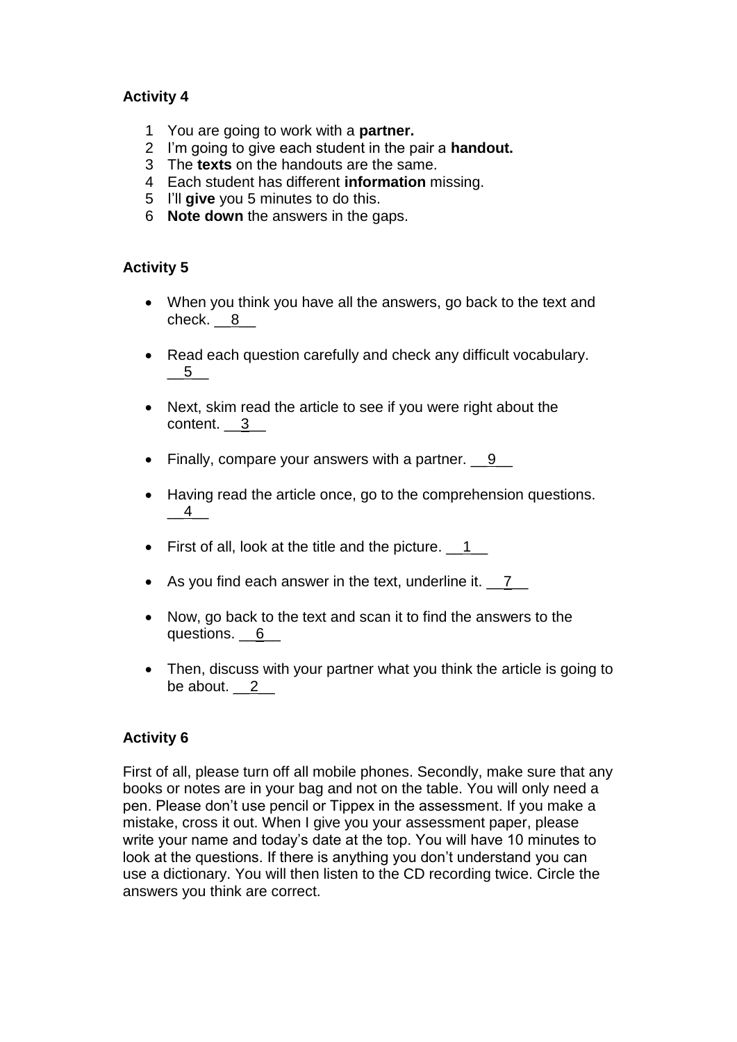**Activity 4**

1. You are going to work with a **partner.**
2. I'm going to give each student in the pair a **handout.**
3. The **texts** on the handouts are the same.
4. Each student has different **information** missing.
5. I'll **give** you 5 minutes to do this.
6. **Note down** the answers in the gaps.

**Activity 5**

- When you think you have all the answers, go back to the text and check. __8__
- Read each question carefully and check any difficult vocabulary. __5__
- Next, skim read the article to see if you were right about the content. __3__
- Finally, compare your answers with a partner. __9__
- Having read the article once, go to the comprehension questions. __4__
- First of all, look at the title and the picture. __1__
- As you find each answer in the text, underline it. __7__
- Now, go back to the text and scan it to find the answers to the questions. __6__
- Then, discuss with your partner what you think the article is going to be about. __2__

**Activity 6**

First of all, please turn off all mobile phones. Secondly, make sure that any books or notes are in your bag and not on the table. You will only need a pen. Please don't use pencil or Tippex in the assessment. If you make a mistake, cross it out. When I give you your assessment paper, please write your name and today's date at the top. You will have 10 minutes to look at the questions. If there is anything you don't understand you can use a dictionary. You will then listen to the CD recording twice. Circle the answers you think are correct.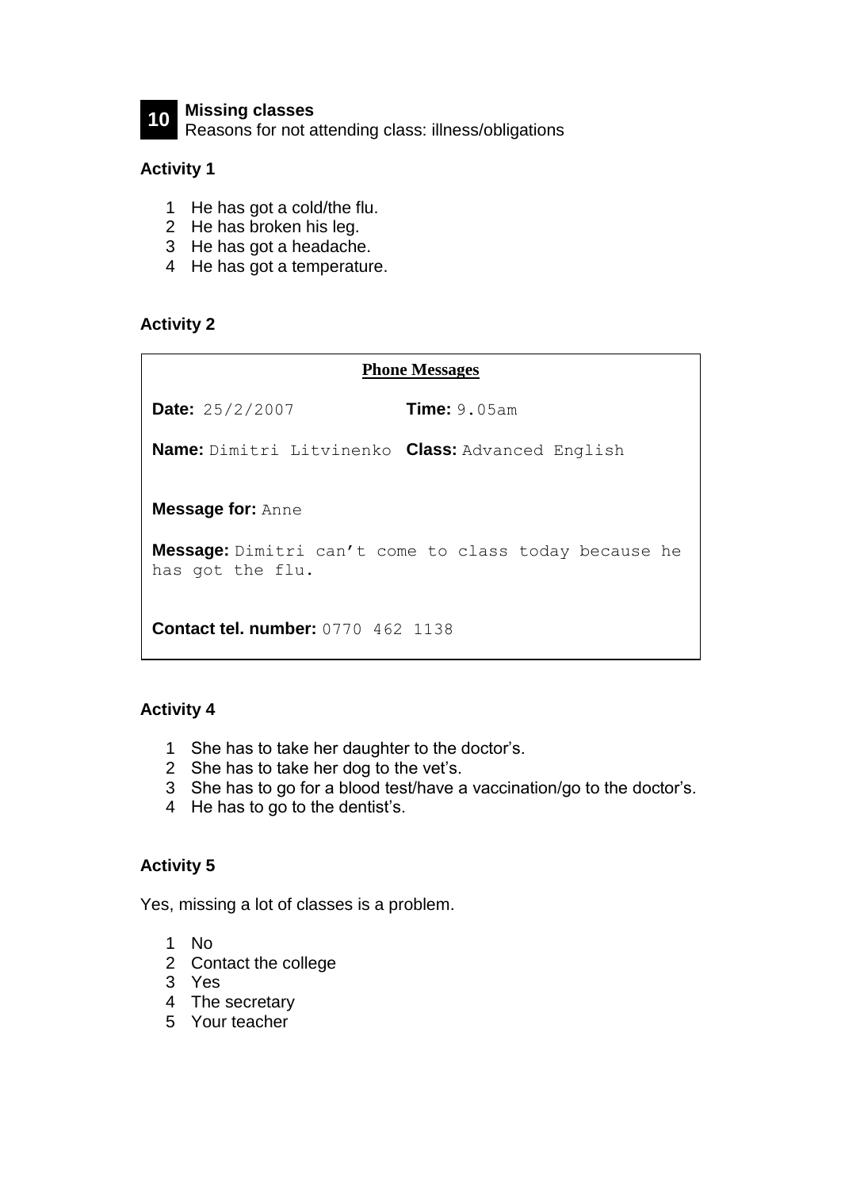## 10 Missing classes

Reasons for not attending class: illness/obligations

### Activity 1

1. He has got a cold/the flu.
2. He has broken his leg.
3. He has got a headache.
4. He has got a temperature.

### Activity 2

**Phone Messages**

**Date:** 25/2/2007 **Time:** 9.05am

**Name:** Dimitri Litvinenko **Class:** Advanced English

**Message for:** Anne

**Message:** Dimitri can't come to class today because he has got the flu.

**Contact tel. number:** 0770 462 1138

### Activity 4

1. She has to take her daughter to the doctor's.
2. She has to take her dog to the vet's.
3. She has to go for a blood test/have a vaccination/go to the doctor's.
4. He has to go to the dentist's.

### Activity 5

Yes, missing a lot of classes is a problem.

1. No
2. Contact the college
3. Yes
4. The secretary
5. Your teacher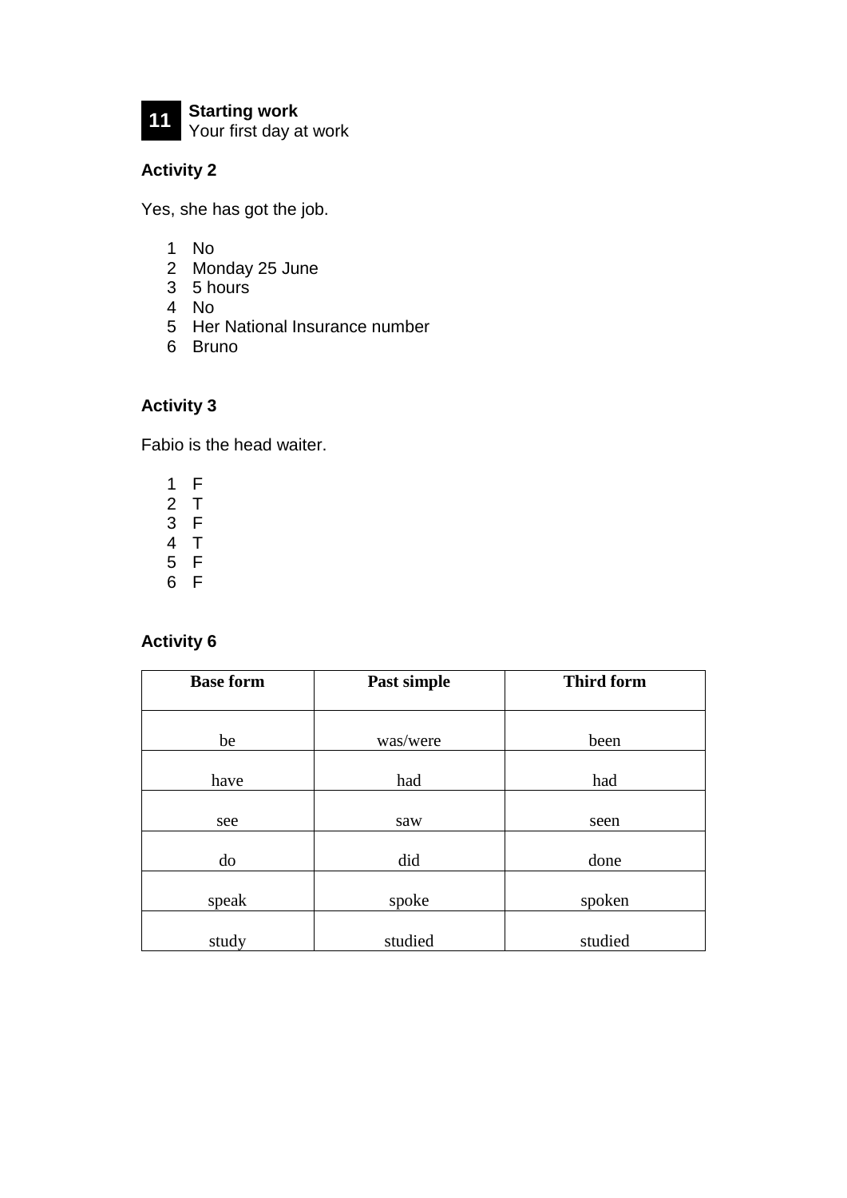**11** **Starting work**
Your first day at work

### Activity 2

Yes, she has got the job.

1. No
2. Monday 25 June
3. 5 hours
4. No
5. Her National Insurance number
6. Bruno

### Activity 3

Fabio is the head waiter.

1. F
2. T
3. F
4. T
5. F
6. F

### Activity 6

| Base form | Past simple | Third form |
|---|---|---|
| be | was/were | been |
| have | had | had |
| see | saw | seen |
| do | did | done |
| speak | spoke | spoken |
| study | studied | studied |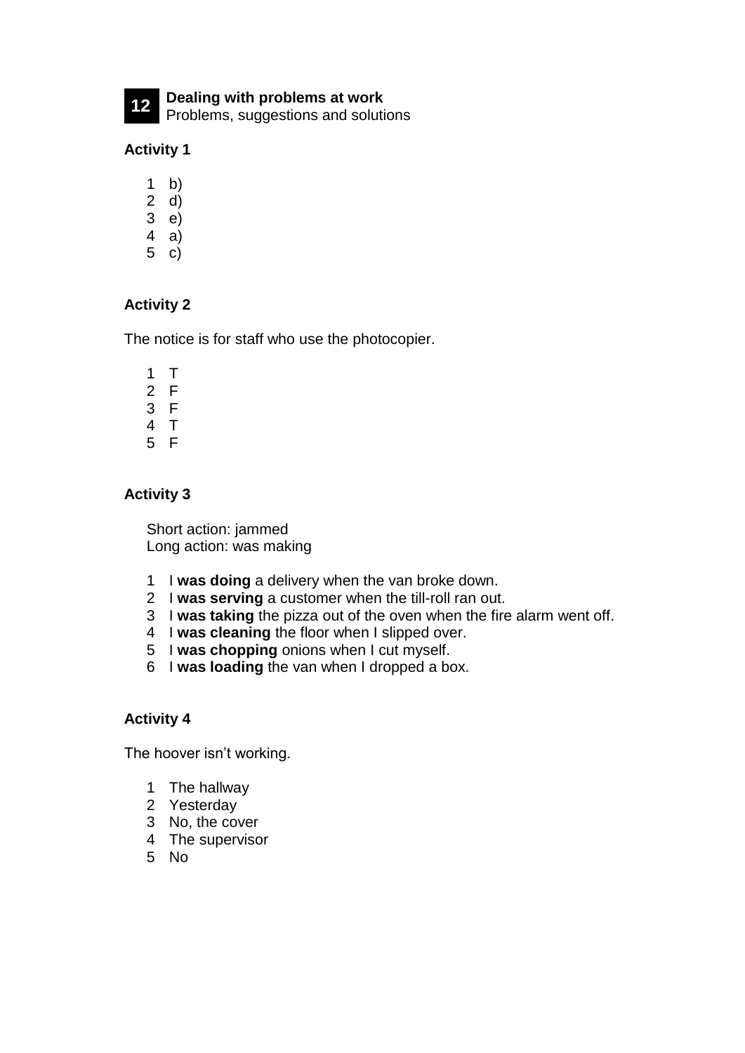## 12 Dealing with problems at work

Problems, suggestions and solutions

### Activity 1

1 b)
2 d)
3 e)
4 a)
5 c)

### Activity 2

The notice is for staff who use the photocopier.

1 T
2 F
3 F
4 T
5 F

### Activity 3

Short action: jammed
Long action: was making

1 I **was doing** a delivery when the van broke down.
2 I **was serving** a customer when the till-roll ran out.
3 I **was taking** the pizza out of the oven when the fire alarm went off.
4 I **was cleaning** the floor when I slipped over.
5 I **was chopping** onions when I cut myself.
6 I **was loading** the van when I dropped a box.

### Activity 4

The hoover isn't working.

1 The hallway
2 Yesterday
3 No, the cover
4 The supervisor
5 No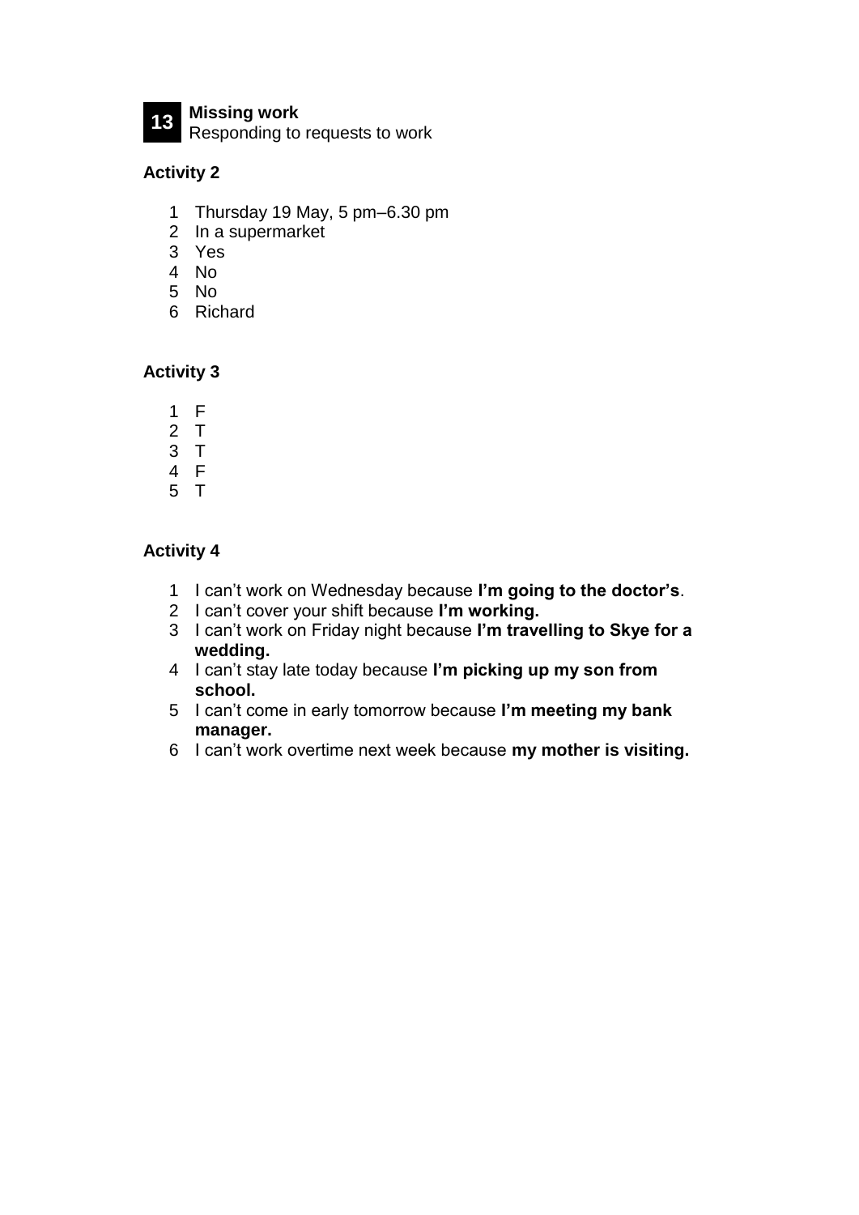**13** **Missing work**
Responding to requests to work

### Activity 2

1. Thursday 19 May, 5 pm–6.30 pm
2. In a supermarket
3. Yes
4. No
5. No
6. Richard

### Activity 3

1. F
2. T
3. T
4. F
5. T

### Activity 4

1. I can't work on Wednesday because **I'm going to the doctor's**.
2. I can't cover your shift because **I'm working.**
3. I can't work on Friday night because **I'm travelling to Skye for a wedding.**
4. I can't stay late today because **I'm picking up my son from school.**
5. I can't come in early tomorrow because **I'm meeting my bank manager.**
6. I can't work overtime next week because **my mother is visiting.**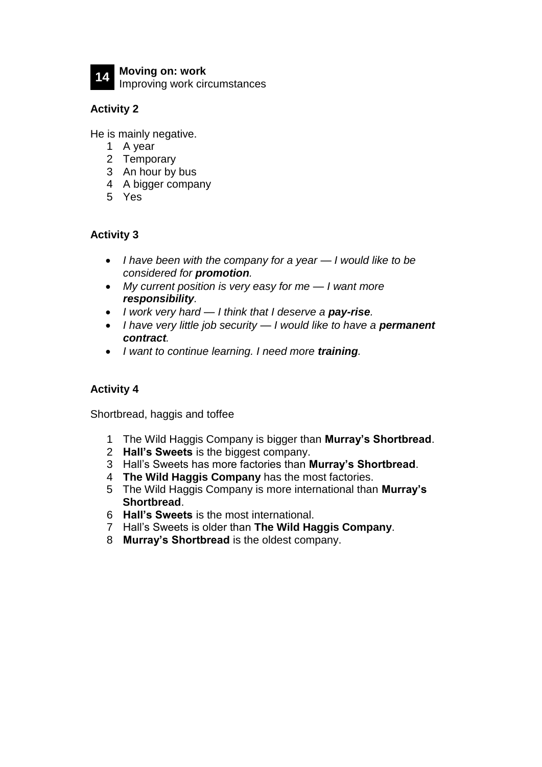**14** **Moving on: work**
Improving work circumstances

### Activity 2

He is mainly negative.

1. A year
2. Temporary
3. An hour by bus
4. A bigger company
5. Yes

### Activity 3

- *I have been with the company for a year — I would like to be considered for **promotion**.*
- *My current position is very easy for me — I want more **responsibility**.*
- *I work very hard — I think that I deserve a **pay-rise**.*
- *I have very little job security — I would like to have a **permanent contract**.*
- *I want to continue learning. I need more **training**.*

### Activity 4

Shortbread, haggis and toffee

1. The Wild Haggis Company is bigger than **Murray's Shortbread**.
2. **Hall's Sweets** is the biggest company.
3. Hall's Sweets has more factories than **Murray's Shortbread**.
4. **The Wild Haggis Company** has the most factories.
5. The Wild Haggis Company is more international than **Murray's Shortbread**.
6. **Hall's Sweets** is the most international.
7. Hall's Sweets is older than **The Wild Haggis Company**.
8. **Murray's Shortbread** is the oldest company.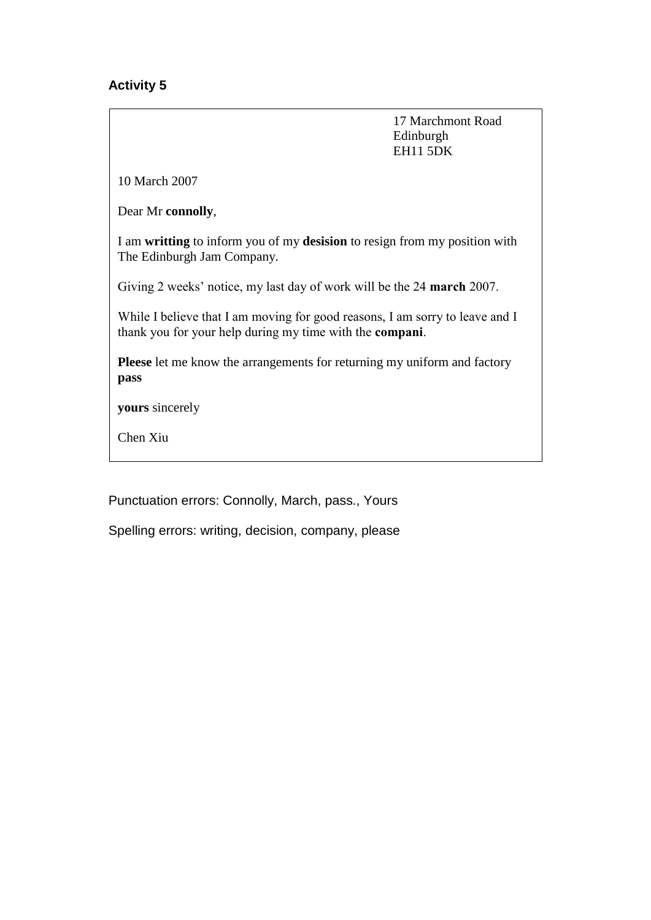**Activity 5**

17 Marchmont Road
Edinburgh
EH11 5DK

10 March 2007

Dear Mr **connolly**,

I am **writting** to inform you of my **desision** to resign from my position with The Edinburgh Jam Company.

Giving 2 weeks' notice, my last day of work will be the 24 **march** 2007.

While I believe that I am moving for good reasons, I am sorry to leave and I thank you for your help during my time with the **compani**.

**Pleese** let me know the arrangements for returning my uniform and factory **pass**

**yours** sincerely

Chen Xiu

Punctuation errors: Connolly, March, pass., Yours

Spelling errors: writing, decision, company, please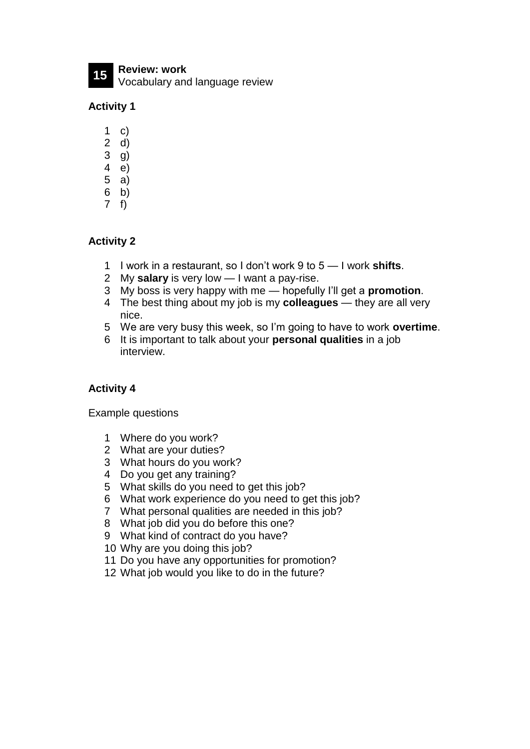## 15 Review: work

Vocabulary and language review

### Activity 1

1 c)
2 d)
3 g)
4 e)
5 a)
6 b)
7 f)

### Activity 2

1 I work in a restaurant, so I don't work 9 to 5 — I work **shifts**.
2 My **salary** is very low — I want a pay-rise.
3 My boss is very happy with me — hopefully I'll get a **promotion**.
4 The best thing about my job is my **colleagues** — they are all very nice.
5 We are very busy this week, so I'm going to have to work **overtime**.
6 It is important to talk about your **personal qualities** in a job interview.

### Activity 4

Example questions

1 Where do you work?
2 What are your duties?
3 What hours do you work?
4 Do you get any training?
5 What skills do you need to get this job?
6 What work experience do you need to get this job?
7 What personal qualities are needed in this job?
8 What job did you do before this one?
9 What kind of contract do you have?
10 Why are you doing this job?
11 Do you have any opportunities for promotion?
12 What job would you like to do in the future?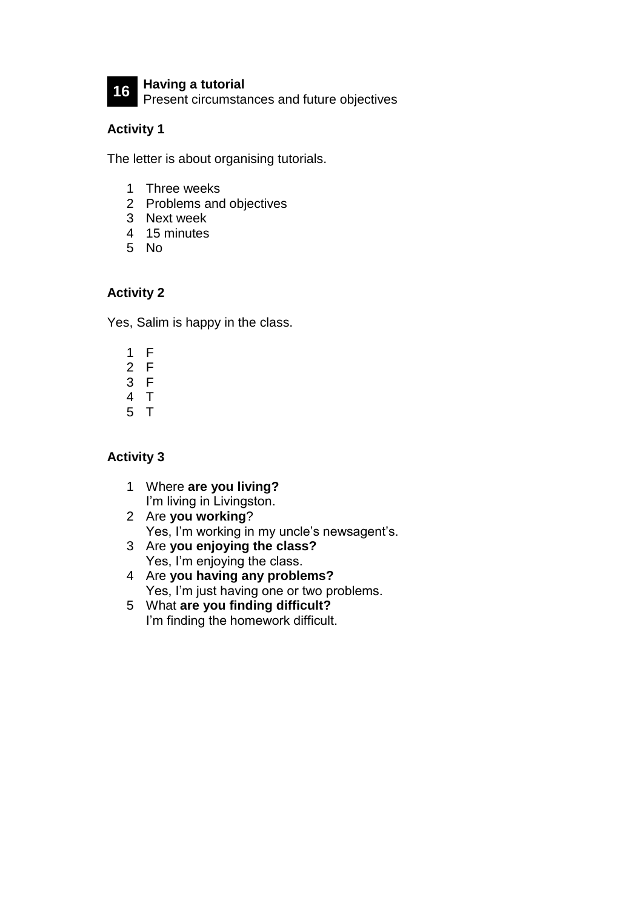# 16 Having a tutorial

Present circumstances and future objectives

### Activity 1

The letter is about organising tutorials.

1. Three weeks
2. Problems and objectives
3. Next week
4. 15 minutes
5. No

### Activity 2

Yes, Salim is happy in the class.

1. F
2. F
3. F
4. T
5. T

### Activity 3

1. Where **are you living?**
   I'm living in Livingston.
2. Are **you working**?
   Yes, I'm working in my uncle's newsagent's.
3. Are **you enjoying the class?**
   Yes, I'm enjoying the class.
4. Are **you having any problems?**
   Yes, I'm just having one or two problems.
5. What **are you finding difficult?**
   I'm finding the homework difficult.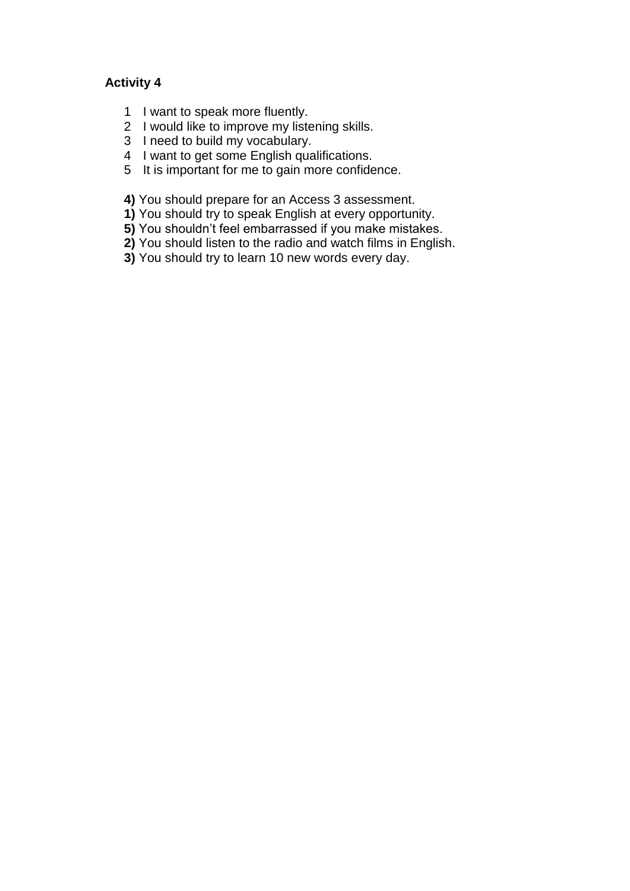**Activity 4**

1. I want to speak more fluently.
2. I would like to improve my listening skills.
3. I need to build my vocabulary.
4. I want to get some English qualifications.
5. It is important for me to gain more confidence.

**4)** You should prepare for an Access 3 assessment.
**1)** You should try to speak English at every opportunity.
**5)** You shouldn't feel embarrassed if you make mistakes.
**2)** You should listen to the radio and watch films in English.
**3)** You should try to learn 10 new words every day.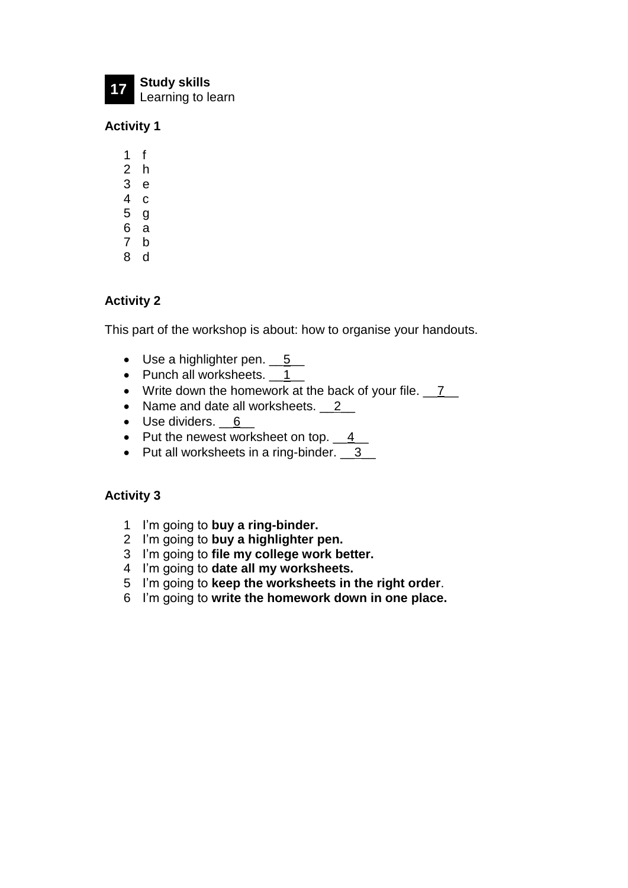**17** **Study skills**
Learning to learn

**Activity 1**

1 f
2 h
3 e
4 c
5 g
6 a
7 b
8 d

**Activity 2**

This part of the workshop is about: how to organise your handouts.

- Use a highlighter pen. __5__
- Punch all worksheets. __1__
- Write down the homework at the back of your file. __7__
- Name and date all worksheets. __2__
- Use dividers. __6__
- Put the newest worksheet on top. __4__
- Put all worksheets in a ring-binder. __3__

**Activity 3**

1 I'm going to **buy a ring-binder.**
2 I'm going to **buy a highlighter pen.**
3 I'm going to **file my college work better.**
4 I'm going to **date all my worksheets.**
5 I'm going to **keep the worksheets in the right order**.
6 I'm going to **write the homework down in one place.**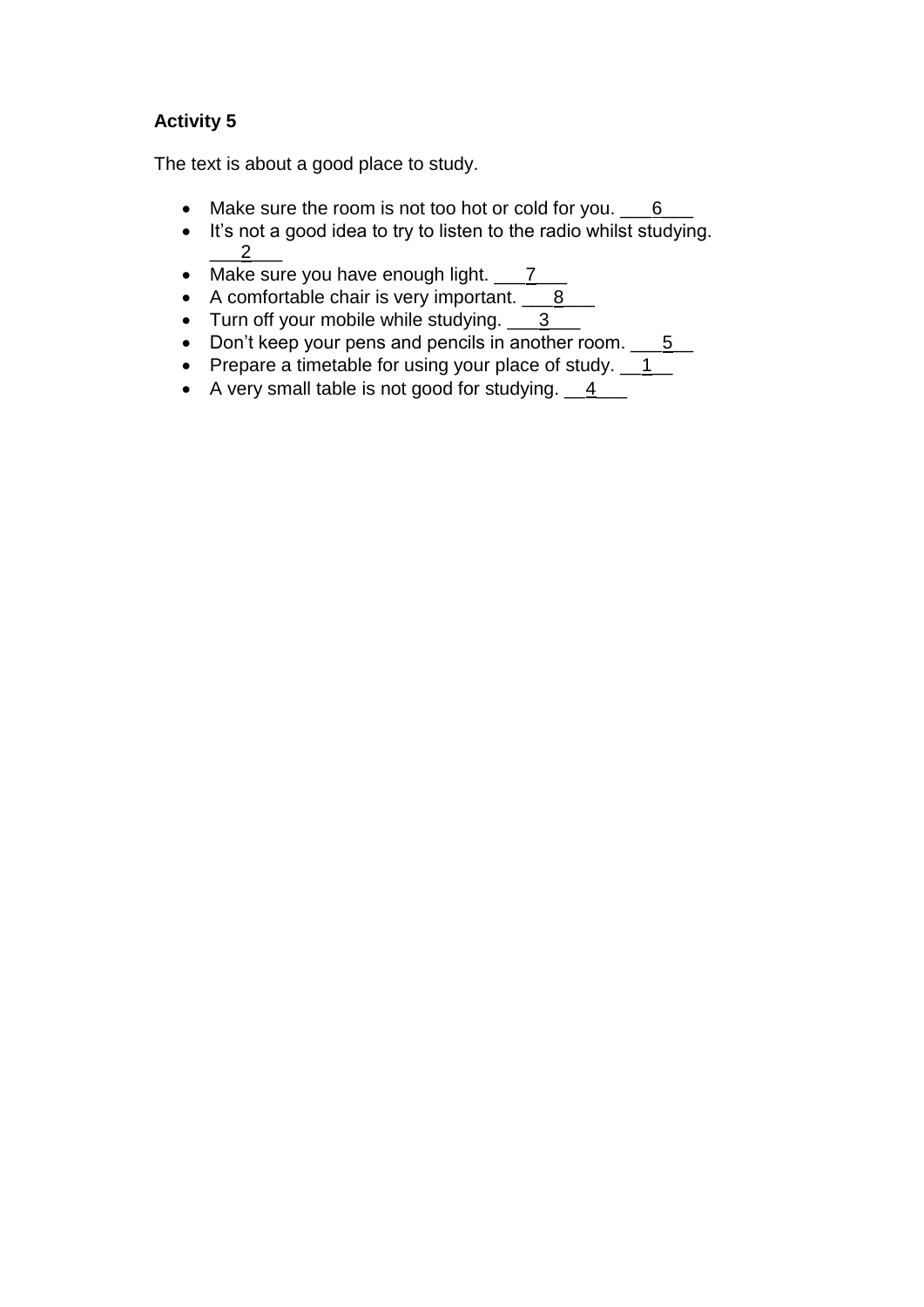**Activity 5**

The text is about a good place to study.

- Make sure the room is not too hot or cold for you. ___6___
- It's not a good idea to try to listen to the radio whilst studying. ___2___
- Make sure you have enough light. ___7___
- A comfortable chair is very important. ___8___
- Turn off your mobile while studying. ___3___
- Don't keep your pens and pencils in another room. ___5__
- Prepare a timetable for using your place of study. __1__
- A very small table is not good for studying. __4___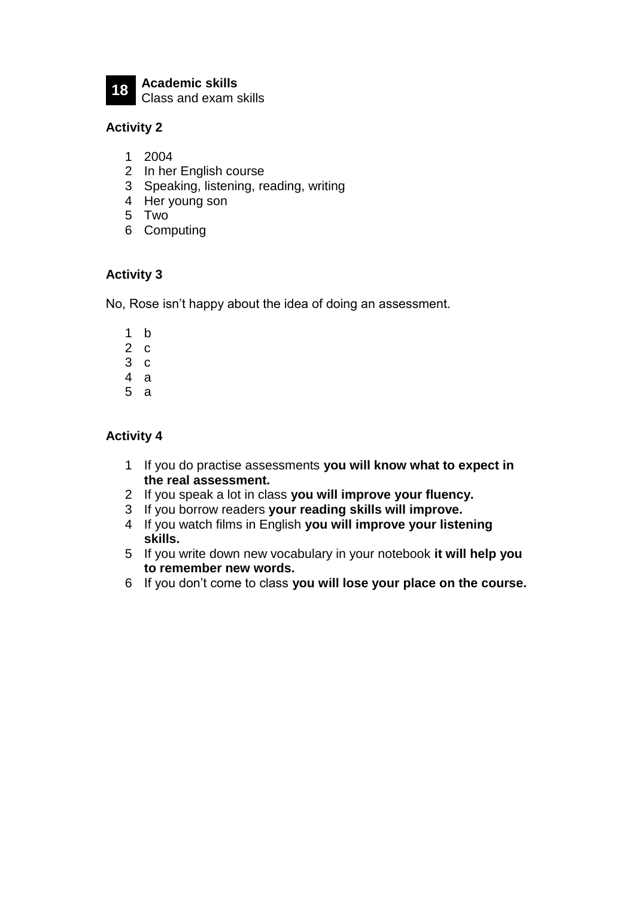**18** **Academic skills**
Class and exam skills

## Activity 2

1. 2004
2. In her English course
3. Speaking, listening, reading, writing
4. Her young son
5. Two
6. Computing

## Activity 3

No, Rose isn't happy about the idea of doing an assessment.

1. b
2. c
3. c
4. a
5. a

## Activity 4

1. If you do practise assessments **you will know what to expect in the real assessment.**
2. If you speak a lot in class **you will improve your fluency.**
3. If you borrow readers **your reading skills will improve.**
4. If you watch films in English **you will improve your listening skills.**
5. If you write down new vocabulary in your notebook **it will help you to remember new words.**
6. If you don't come to class **you will lose your place on the course.**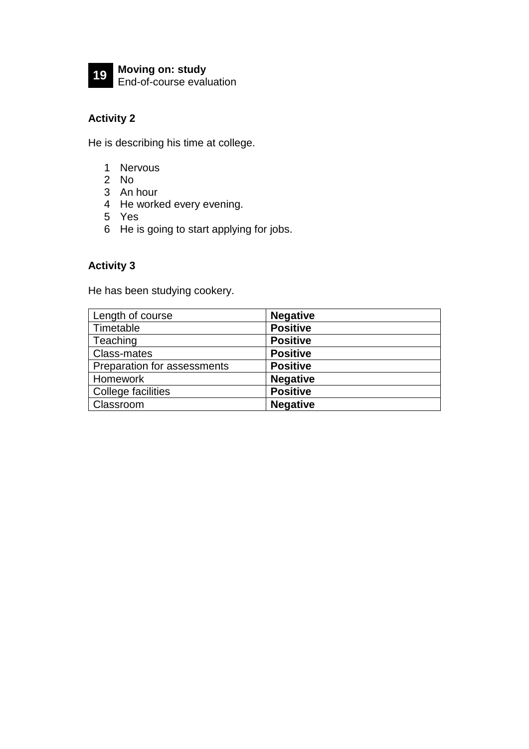**19** **Moving on: study**
End-of-course evaluation

### Activity 2

He is describing his time at college.

1. Nervous
2. No
3. An hour
4. He worked every evening.
5. Yes
6. He is going to start applying for jobs.

### Activity 3

He has been studying cookery.

| Length of course | **Negative** |
|---|---|
| Timetable | **Positive** |
| Teaching | **Positive** |
| Class-mates | **Positive** |
| Preparation for assessments | **Positive** |
| Homework | **Negative** |
| College facilities | **Positive** |
| Classroom | **Negative** |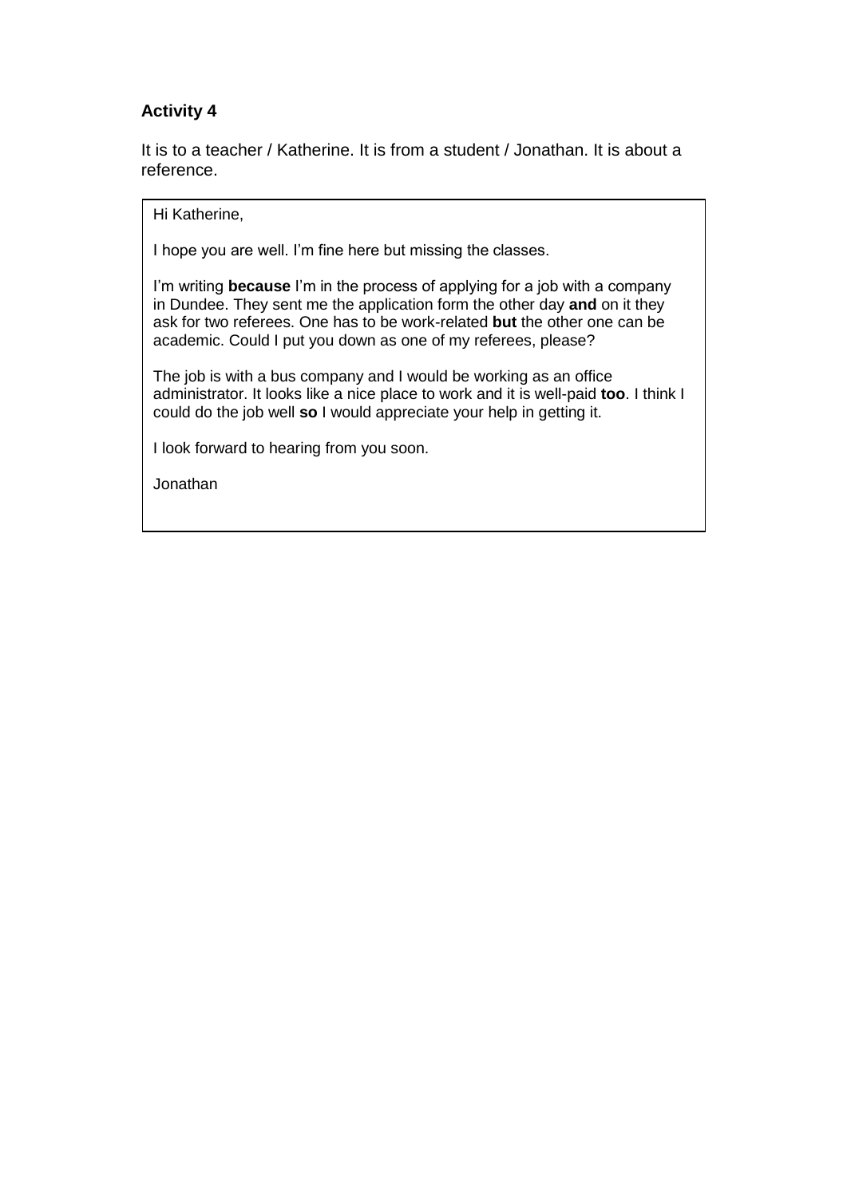**Activity 4**

It is to a teacher / Katherine. It is from a student / Jonathan. It is about a reference.

Hi Katherine,

I hope you are well. I'm fine here but missing the classes.

I'm writing **because** I'm in the process of applying for a job with a company in Dundee. They sent me the application form the other day **and** on it they ask for two referees. One has to be work-related **but** the other one can be academic. Could I put you down as one of my referees, please?

The job is with a bus company and I would be working as an office administrator. It looks like a nice place to work and it is well-paid **too**. I think I could do the job well **so** I would appreciate your help in getting it.

I look forward to hearing from you soon.

Jonathan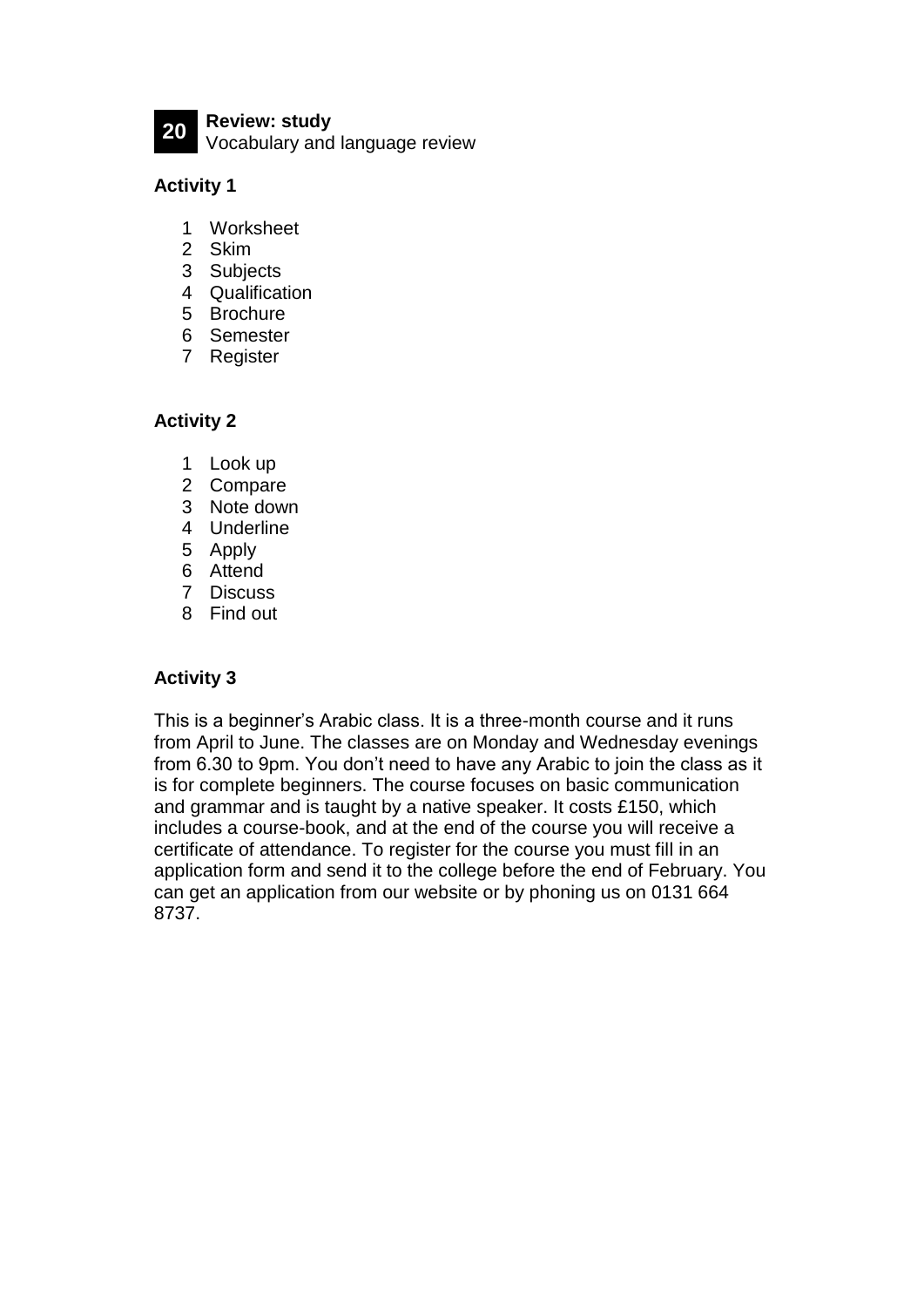## 20 Review: study

Vocabulary and language review

### Activity 1

1. Worksheet
2. Skim
3. Subjects
4. Qualification
5. Brochure
6. Semester
7. Register

### Activity 2

1. Look up
2. Compare
3. Note down
4. Underline
5. Apply
6. Attend
7. Discuss
8. Find out

### Activity 3

This is a beginner's Arabic class. It is a three-month course and it runs from April to June. The classes are on Monday and Wednesday evenings from 6.30 to 9pm. You don't need to have any Arabic to join the class as it is for complete beginners. The course focuses on basic communication and grammar and is taught by a native speaker. It costs £150, which includes a course-book, and at the end of the course you will receive a certificate of attendance. To register for the course you must fill in an application form and send it to the college before the end of February. You can get an application from our website or by phoning us on 0131 664 8737.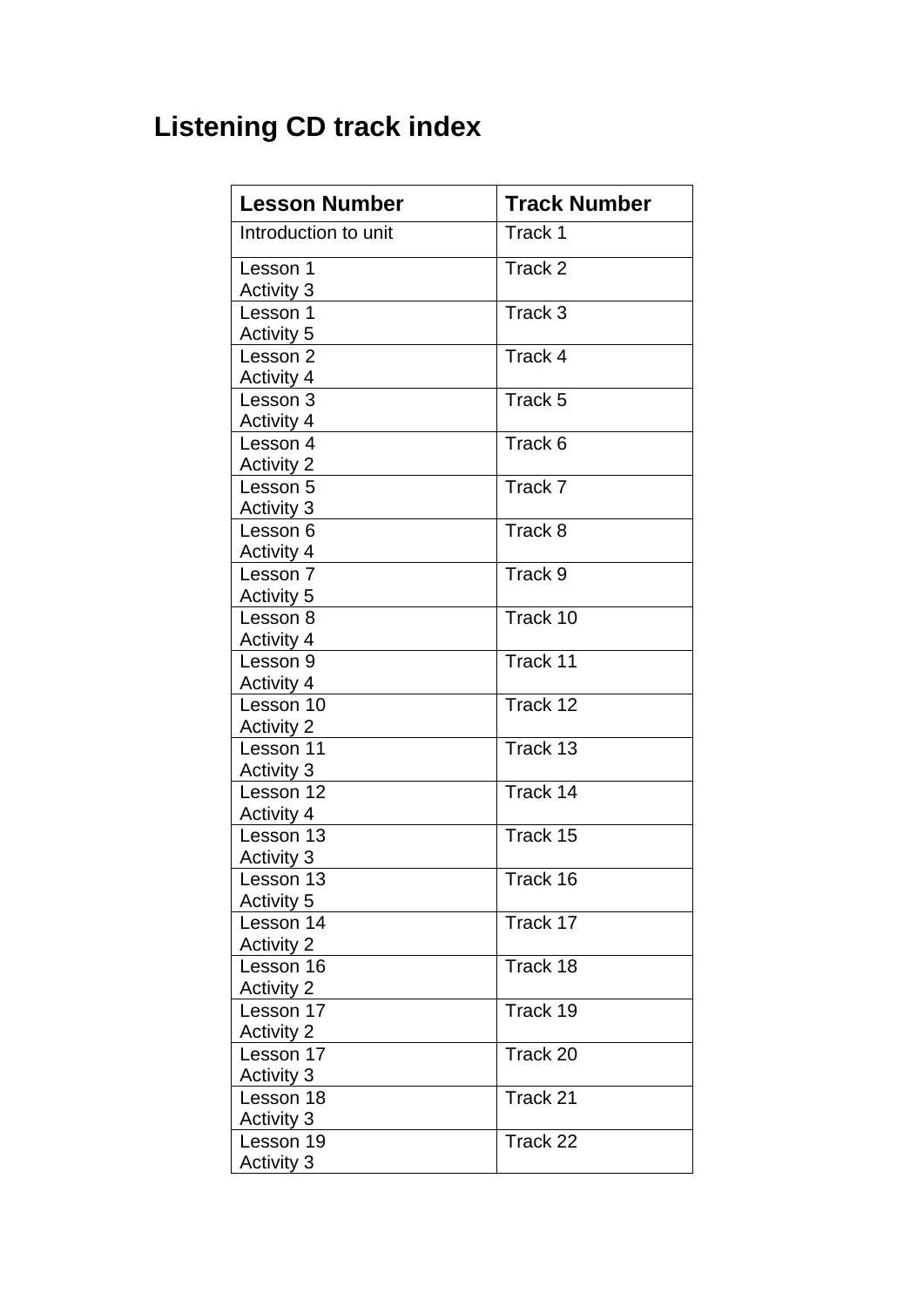# Listening CD track index

| Lesson Number | Track Number |
|---|---|
| Introduction to unit | Track 1 |
| Lesson 1<br>Activity 3 | Track 2 |
| Lesson 1<br>Activity 5 | Track 3 |
| Lesson 2<br>Activity 4 | Track 4 |
| Lesson 3<br>Activity 4 | Track 5 |
| Lesson 4<br>Activity 2 | Track 6 |
| Lesson 5<br>Activity 3 | Track 7 |
| Lesson 6<br>Activity 4 | Track 8 |
| Lesson 7<br>Activity 5 | Track 9 |
| Lesson 8<br>Activity 4 | Track 10 |
| Lesson 9<br>Activity 4 | Track 11 |
| Lesson 10<br>Activity 2 | Track 12 |
| Lesson 11<br>Activity 3 | Track 13 |
| Lesson 12<br>Activity 4 | Track 14 |
| Lesson 13<br>Activity 3 | Track 15 |
| Lesson 13<br>Activity 5 | Track 16 |
| Lesson 14<br>Activity 2 | Track 17 |
| Lesson 16<br>Activity 2 | Track 18 |
| Lesson 17<br>Activity 2 | Track 19 |
| Lesson 17<br>Activity 3 | Track 20 |
| Lesson 18<br>Activity 3 | Track 21 |
| Lesson 19<br>Activity 3 | Track 22 |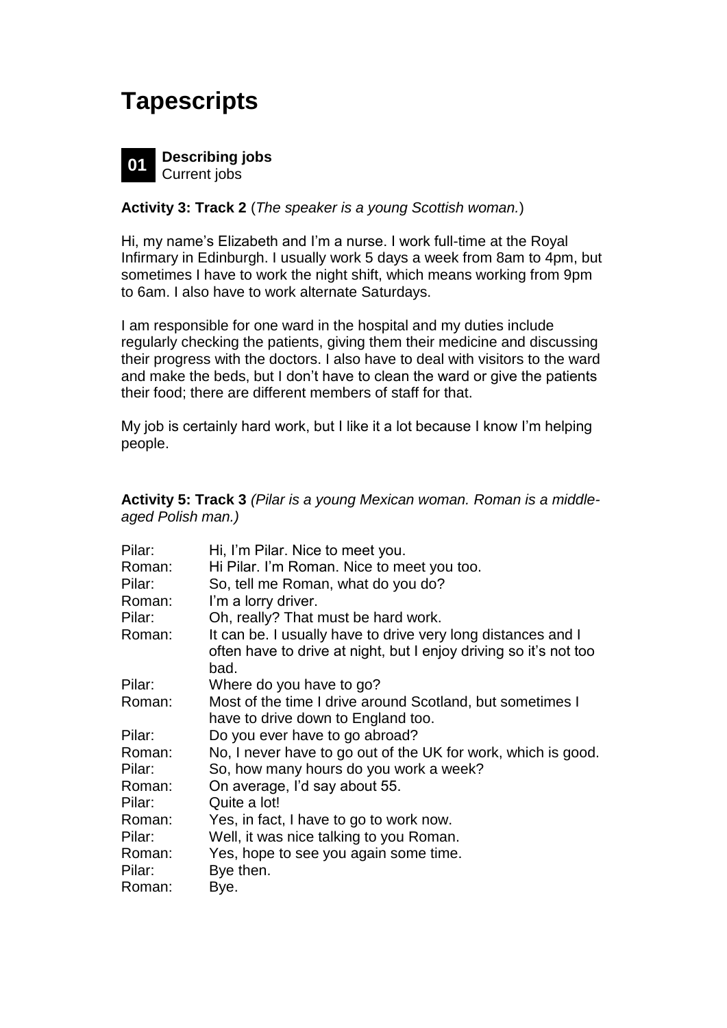# Tapescripts

## 01 Describing jobs
Current jobs

**Activity 3: Track 2** (*The speaker is a young Scottish woman.*)

Hi, my name's Elizabeth and I'm a nurse. I work full-time at the Royal Infirmary in Edinburgh. I usually work 5 days a week from 8am to 4pm, but sometimes I have to work the night shift, which means working from 9pm to 6am. I also have to work alternate Saturdays.

I am responsible for one ward in the hospital and my duties include regularly checking the patients, giving them their medicine and discussing their progress with the doctors. I also have to deal with visitors to the ward and make the beds, but I don't have to clean the ward or give the patients their food; there are different members of staff for that.

My job is certainly hard work, but I like it a lot because I know I'm helping people.

**Activity 5: Track 3** *(Pilar is a young Mexican woman. Roman is a middle-aged Polish man.)*

| | |
|---|---|
| Pilar: | Hi, I'm Pilar. Nice to meet you. |
| Roman: | Hi Pilar. I'm Roman. Nice to meet you too. |
| Pilar: | So, tell me Roman, what do you do? |
| Roman: | I'm a lorry driver. |
| Pilar: | Oh, really? That must be hard work. |
| Roman: | It can be. I usually have to drive very long distances and I often have to drive at night, but I enjoy driving so it's not too bad. |
| Pilar: | Where do you have to go? |
| Roman: | Most of the time I drive around Scotland, but sometimes I have to drive down to England too. |
| Pilar: | Do you ever have to go abroad? |
| Roman: | No, I never have to go out of the UK for work, which is good. |
| Pilar: | So, how many hours do you work a week? |
| Roman: | On average, I'd say about 55. |
| Pilar: | Quite a lot! |
| Roman: | Yes, in fact, I have to go to work now. |
| Pilar: | Well, it was nice talking to you Roman. |
| Roman: | Yes, hope to see you again some time. |
| Pilar: | Bye then. |
| Roman: | Bye. |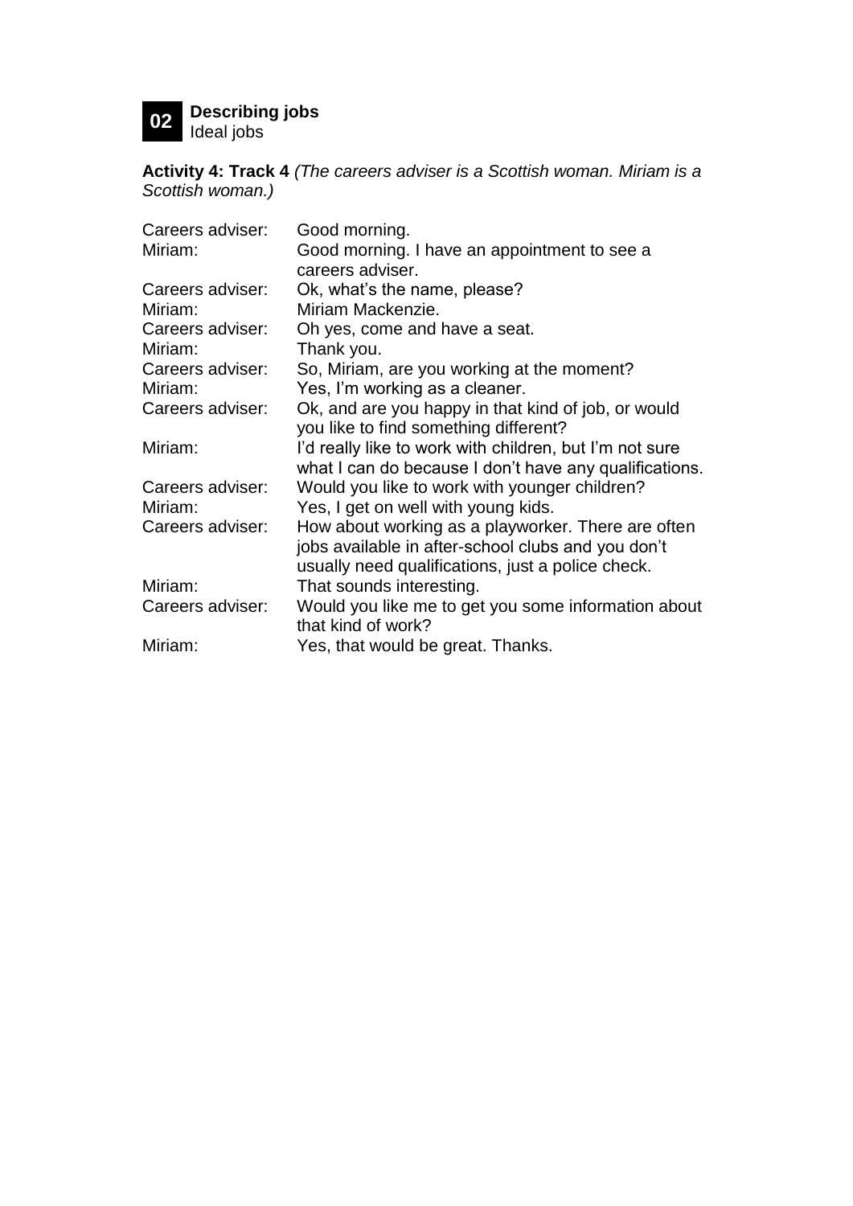**02** **Describing jobs**
Ideal jobs

**Activity 4: Track 4** *(The careers adviser is a Scottish woman. Miriam is a Scottish woman.)*

| | |
|---|---|
| Careers adviser: | Good morning. |
| Miriam: | Good morning. I have an appointment to see a careers adviser. |
| Careers adviser: | Ok, what's the name, please? |
| Miriam: | Miriam Mackenzie. |
| Careers adviser: | Oh yes, come and have a seat. |
| Miriam: | Thank you. |
| Careers adviser: | So, Miriam, are you working at the moment? |
| Miriam: | Yes, I'm working as a cleaner. |
| Careers adviser: | Ok, and are you happy in that kind of job, or would you like to find something different? |
| Miriam: | I'd really like to work with children, but I'm not sure what I can do because I don't have any qualifications. |
| Careers adviser: | Would you like to work with younger children? |
| Miriam: | Yes, I get on well with young kids. |
| Careers adviser: | How about working as a playworker. There are often jobs available in after-school clubs and you don't usually need qualifications, just a police check. |
| Miriam: | That sounds interesting. |
| Careers adviser: | Would you like me to get you some information about that kind of work? |
| Miriam: | Yes, that would be great. Thanks. |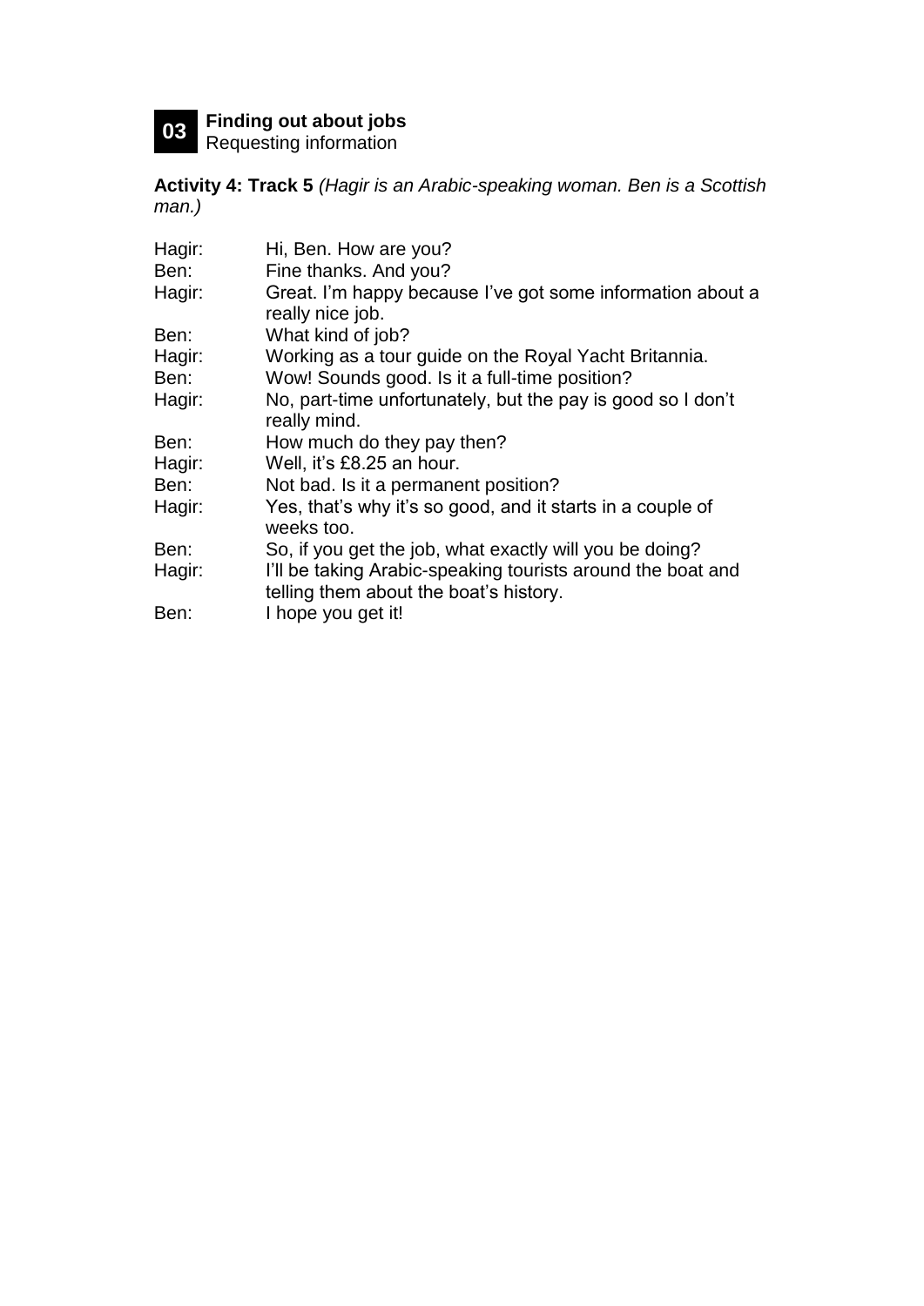**03** **Finding out about jobs**
Requesting information

**Activity 4: Track 5** *(Hagir is an Arabic-speaking woman. Ben is a Scottish man.)*

| | |
|---|---|
| Hagir: | Hi, Ben. How are you? |
| Ben: | Fine thanks. And you? |
| Hagir: | Great. I'm happy because I've got some information about a really nice job. |
| Ben: | What kind of job? |
| Hagir: | Working as a tour guide on the Royal Yacht Britannia. |
| Ben: | Wow! Sounds good. Is it a full-time position? |
| Hagir: | No, part-time unfortunately, but the pay is good so I don't really mind. |
| Ben: | How much do they pay then? |
| Hagir: | Well, it's £8.25 an hour. |
| Ben: | Not bad. Is it a permanent position? |
| Hagir: | Yes, that's why it's so good, and it starts in a couple of weeks too. |
| Ben: | So, if you get the job, what exactly will you be doing? |
| Hagir: | I'll be taking Arabic-speaking tourists around the boat and telling them about the boat's history. |
| Ben: | I hope you get it! |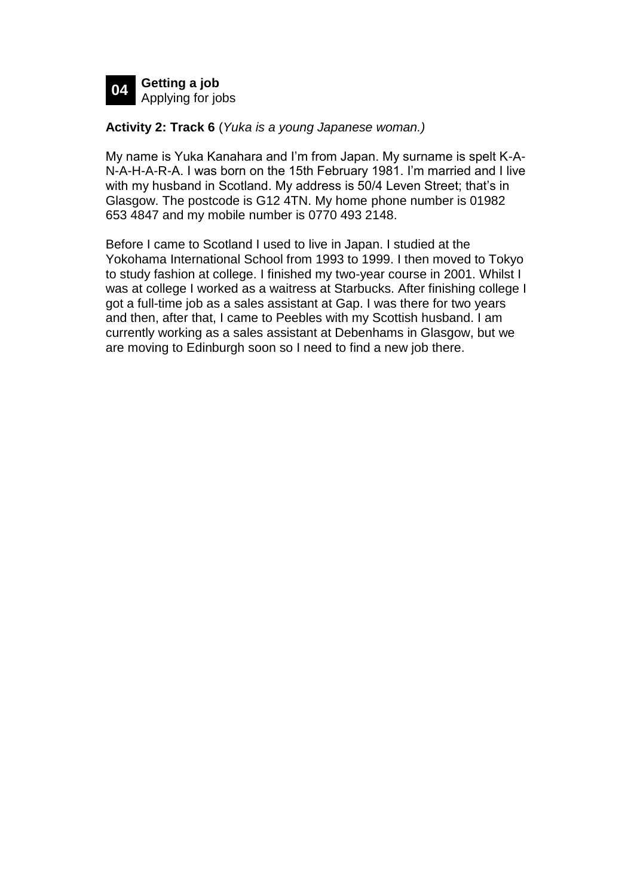**04** **Getting a job**
Applying for jobs

**Activity 2: Track 6** (*Yuka is a young Japanese woman.)*

My name is Yuka Kanahara and I'm from Japan. My surname is spelt K-A-N-A-H-A-R-A. I was born on the 15th February 1981. I'm married and I live with my husband in Scotland. My address is 50/4 Leven Street; that's in Glasgow. The postcode is G12 4TN. My home phone number is 01982 653 4847 and my mobile number is 0770 493 2148.

Before I came to Scotland I used to live in Japan. I studied at the Yokohama International School from 1993 to 1999. I then moved to Tokyo to study fashion at college. I finished my two-year course in 2001. Whilst I was at college I worked as a waitress at Starbucks. After finishing college I got a full-time job as a sales assistant at Gap. I was there for two years and then, after that, I came to Peebles with my Scottish husband. I am currently working as a sales assistant at Debenhams in Glasgow, but we are moving to Edinburgh soon so I need to find a new job there.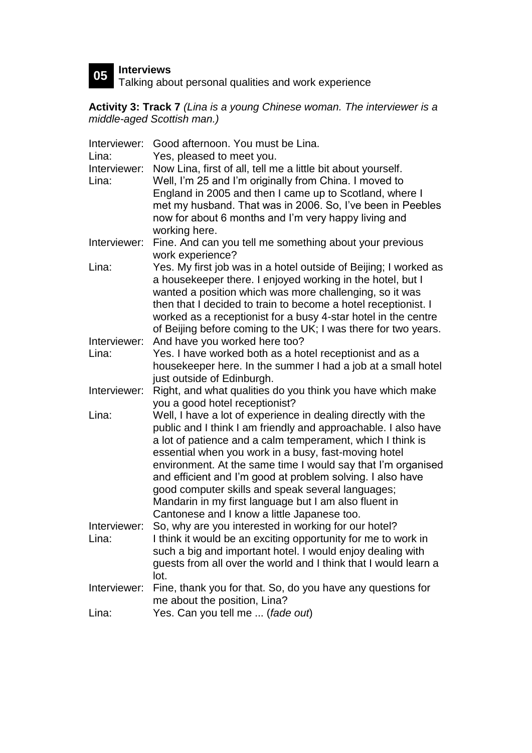**05** **Interviews**
Talking about personal qualities and work experience

**Activity 3: Track 7** *(Lina is a young Chinese woman. The interviewer is a middle-aged Scottish man.)*

Interviewer: Good afternoon. You must be Lina.

Lina: Yes, pleased to meet you.

Interviewer: Now Lina, first of all, tell me a little bit about yourself.

Lina: Well, I'm 25 and I'm originally from China. I moved to England in 2005 and then I came up to Scotland, where I met my husband. That was in 2006. So, I've been in Peebles now for about 6 months and I'm very happy living and working here.

Interviewer: Fine. And can you tell me something about your previous work experience?

Lina: Yes. My first job was in a hotel outside of Beijing; I worked as a housekeeper there. I enjoyed working in the hotel, but I wanted a position which was more challenging, so it was then that I decided to train to become a hotel receptionist. I worked as a receptionist for a busy 4-star hotel in the centre of Beijing before coming to the UK; I was there for two years.

Interviewer: And have you worked here too?

Lina: Yes. I have worked both as a hotel receptionist and as a housekeeper here. In the summer I had a job at a small hotel just outside of Edinburgh.

Interviewer: Right, and what qualities do you think you have which make you a good hotel receptionist?

Lina: Well, I have a lot of experience in dealing directly with the public and I think I am friendly and approachable. I also have a lot of patience and a calm temperament, which I think is essential when you work in a busy, fast-moving hotel environment. At the same time I would say that I'm organised and efficient and I'm good at problem solving. I also have good computer skills and speak several languages; Mandarin in my first language but I am also fluent in Cantonese and I know a little Japanese too.

Interviewer: So, why are you interested in working for our hotel?

Lina: I think it would be an exciting opportunity for me to work in such a big and important hotel. I would enjoy dealing with guests from all over the world and I think that I would learn a lot.

Interviewer: Fine, thank you for that. So, do you have any questions for me about the position, Lina?

Lina: Yes. Can you tell me ... (*fade out*)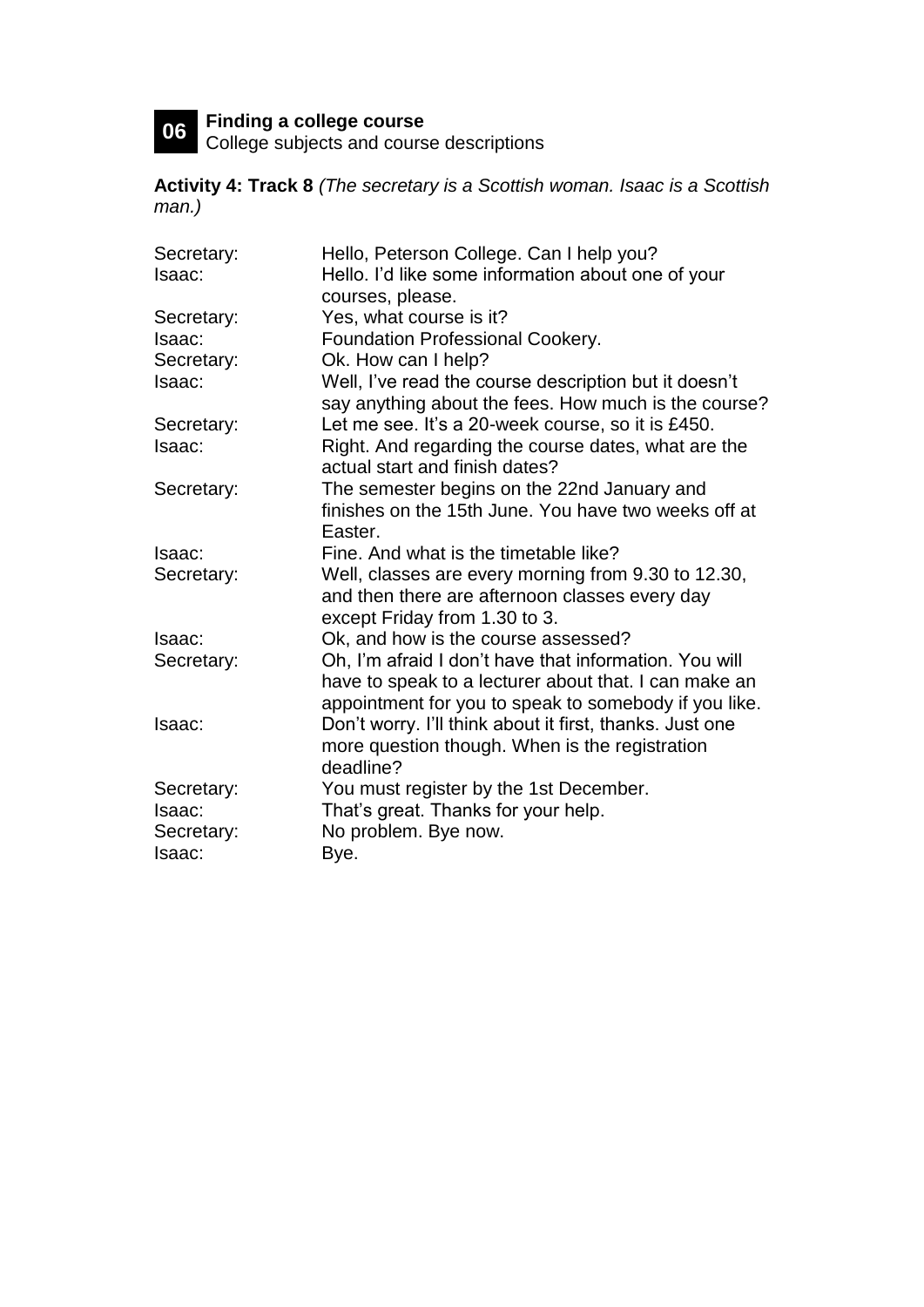**06** **Finding a college course**
College subjects and course descriptions

**Activity 4: Track 8** *(The secretary is a Scottish woman. Isaac is a Scottish man.)*

| | |
|---|---|
| Secretary: | Hello, Peterson College. Can I help you? |
| Isaac: | Hello. I'd like some information about one of your courses, please. |
| Secretary: | Yes, what course is it? |
| Isaac: | Foundation Professional Cookery. |
| Secretary: | Ok. How can I help? |
| Isaac: | Well, I've read the course description but it doesn't say anything about the fees. How much is the course? |
| Secretary: | Let me see. It's a 20-week course, so it is £450. |
| Isaac: | Right. And regarding the course dates, what are the actual start and finish dates? |
| Secretary: | The semester begins on the 22nd January and finishes on the 15th June. You have two weeks off at Easter. |
| Isaac: | Fine. And what is the timetable like? |
| Secretary: | Well, classes are every morning from 9.30 to 12.30, and then there are afternoon classes every day except Friday from 1.30 to 3. |
| Isaac: | Ok, and how is the course assessed? |
| Secretary: | Oh, I'm afraid I don't have that information. You will have to speak to a lecturer about that. I can make an appointment for you to speak to somebody if you like. |
| Isaac: | Don't worry. I'll think about it first, thanks. Just one more question though. When is the registration deadline? |
| Secretary: | You must register by the 1st December. |
| Isaac: | That's great. Thanks for your help. |
| Secretary: | No problem. Bye now. |
| Isaac: | Bye. |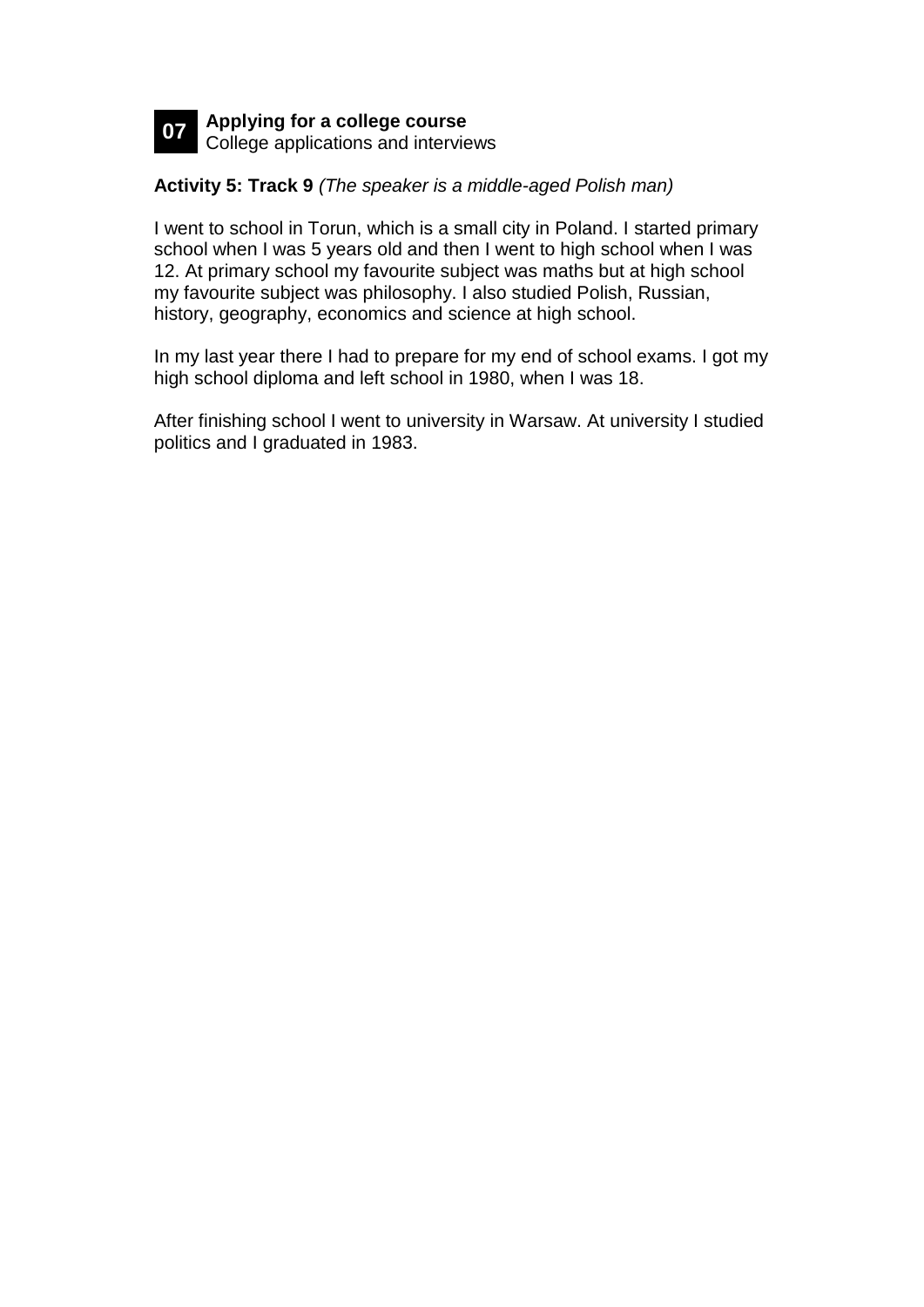**07** **Applying for a college course**
College applications and interviews

**Activity 5: Track 9** *(The speaker is a middle-aged Polish man)*

I went to school in Torun, which is a small city in Poland. I started primary school when I was 5 years old and then I went to high school when I was 12. At primary school my favourite subject was maths but at high school my favourite subject was philosophy. I also studied Polish, Russian, history, geography, economics and science at high school.

In my last year there I had to prepare for my end of school exams. I got my high school diploma and left school in 1980, when I was 18.

After finishing school I went to university in Warsaw. At university I studied politics and I graduated in 1983.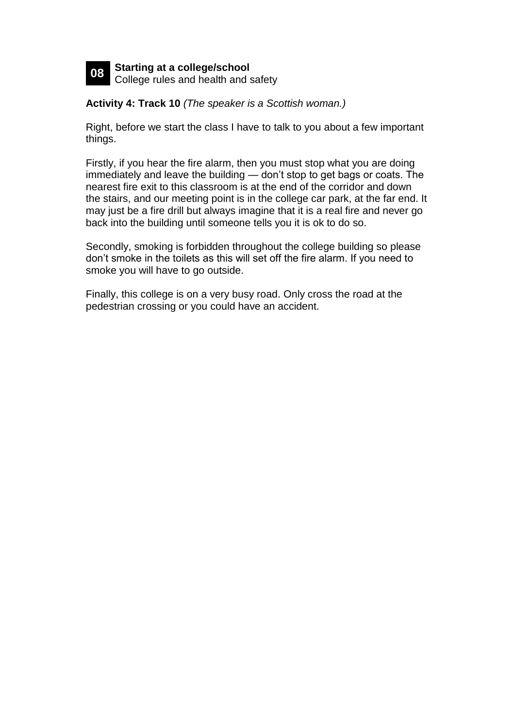**08** **Starting at a college/school**
College rules and health and safety

**Activity 4: Track 10** *(The speaker is a Scottish woman.)*

Right, before we start the class I have to talk to you about a few important things.

Firstly, if you hear the fire alarm, then you must stop what you are doing immediately and leave the building — don't stop to get bags or coats. The nearest fire exit to this classroom is at the end of the corridor and down the stairs, and our meeting point is in the college car park, at the far end. It may just be a fire drill but always imagine that it is a real fire and never go back into the building until someone tells you it is ok to do so.

Secondly, smoking is forbidden throughout the college building so please don't smoke in the toilets as this will set off the fire alarm. If you need to smoke you will have to go outside.

Finally, this college is on a very busy road. Only cross the road at the pedestrian crossing or you could have an accident.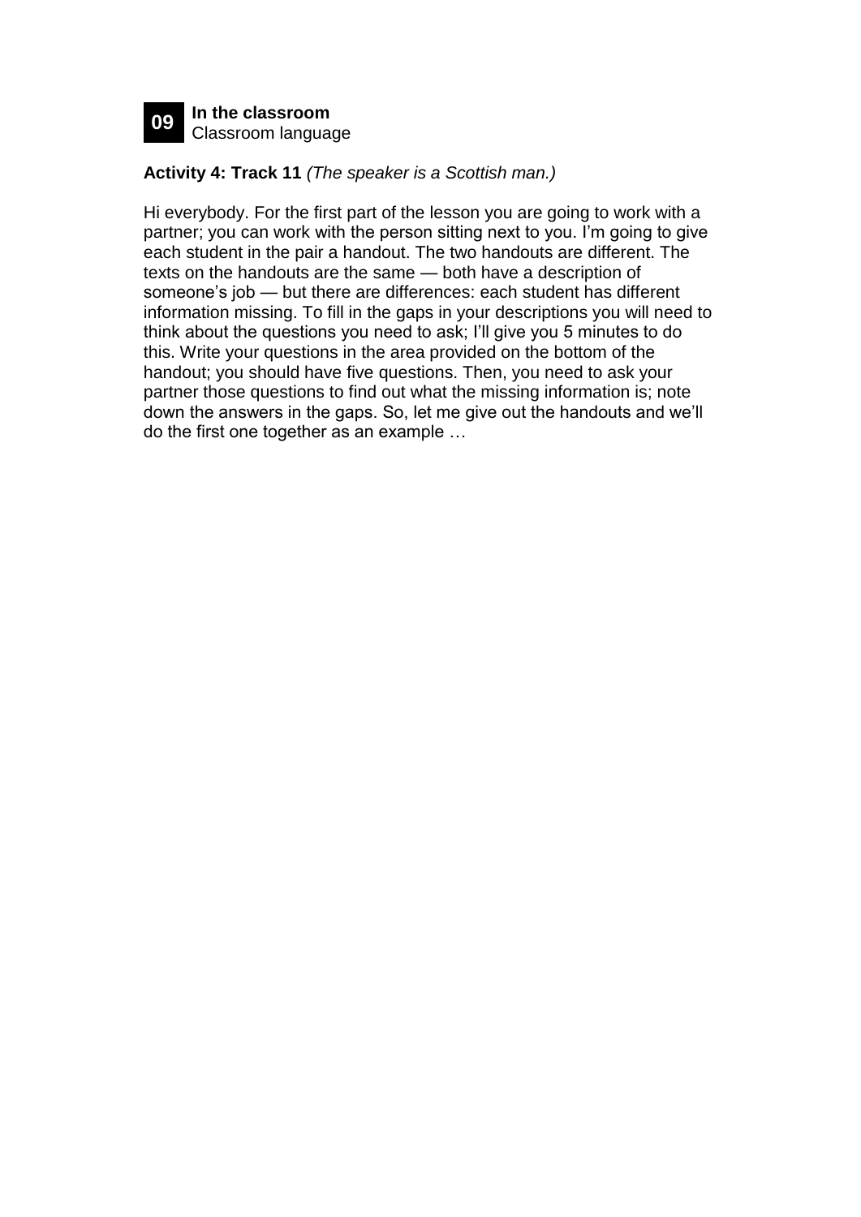**09** **In the classroom**
Classroom language

**Activity 4: Track 11** *(The speaker is a Scottish man.)*

Hi everybody. For the first part of the lesson you are going to work with a partner; you can work with the person sitting next to you. I'm going to give each student in the pair a handout. The two handouts are different. The texts on the handouts are the same — both have a description of someone's job — but there are differences: each student has different information missing. To fill in the gaps in your descriptions you will need to think about the questions you need to ask; I'll give you 5 minutes to do this. Write your questions in the area provided on the bottom of the handout; you should have five questions. Then, you need to ask your partner those questions to find out what the missing information is; note down the answers in the gaps. So, let me give out the handouts and we'll do the first one together as an example …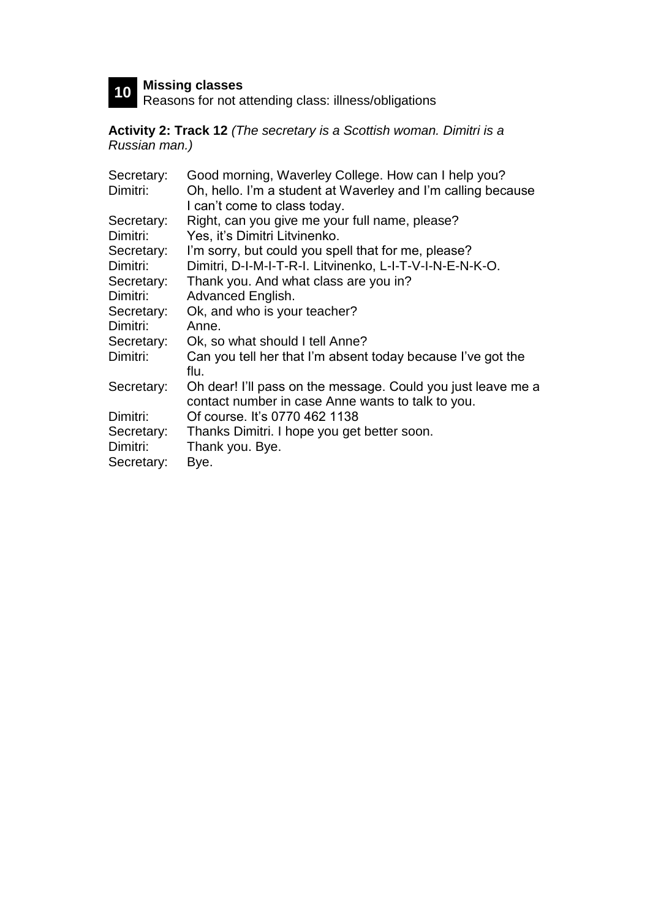## 10 Missing classes

Reasons for not attending class: illness/obligations

**Activity 2: Track 12** *(The secretary is a Scottish woman. Dimitri is a Russian man.)*

Secretary: Good morning, Waverley College. How can I help you?
Dimitri: Oh, hello. I'm a student at Waverley and I'm calling because I can't come to class today.
Secretary: Right, can you give me your full name, please?
Dimitri: Yes, it's Dimitri Litvinenko.
Secretary: I'm sorry, but could you spell that for me, please?
Dimitri: Dimitri, D-I-M-I-T-R-I. Litvinenko, L-I-T-V-I-N-E-N-K-O.
Secretary: Thank you. And what class are you in?
Dimitri: Advanced English.
Secretary: Ok, and who is your teacher?
Dimitri: Anne.
Secretary: Ok, so what should I tell Anne?
Dimitri: Can you tell her that I'm absent today because I've got the flu.
Secretary: Oh dear! I'll pass on the message. Could you just leave me a contact number in case Anne wants to talk to you.
Dimitri: Of course. It's 0770 462 1138
Secretary: Thanks Dimitri. I hope you get better soon.
Dimitri: Thank you. Bye.
Secretary: Bye.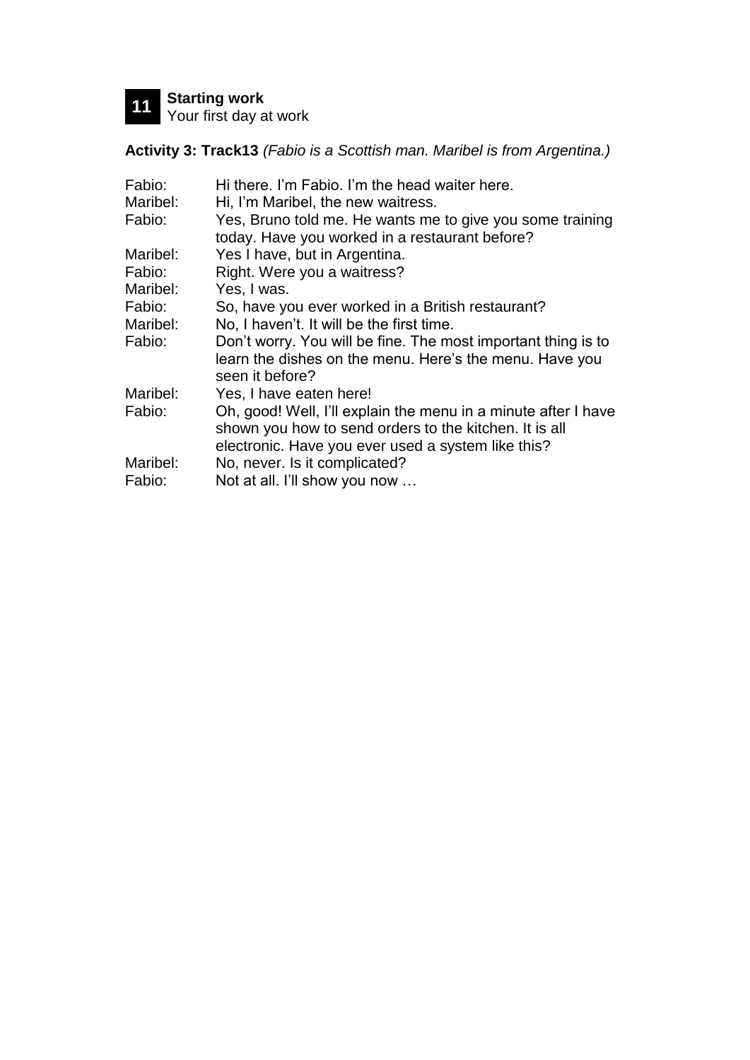**11** **Starting work**
Your first day at work

**Activity 3: Track13** *(Fabio is a Scottish man. Maribel is from Argentina.)*

| | |
|---|---|
| Fabio: | Hi there. I'm Fabio. I'm the head waiter here. |
| Maribel: | Hi, I'm Maribel, the new waitress. |
| Fabio: | Yes, Bruno told me. He wants me to give you some training today. Have you worked in a restaurant before? |
| Maribel: | Yes I have, but in Argentina. |
| Fabio: | Right. Were you a waitress? |
| Maribel: | Yes, I was. |
| Fabio: | So, have you ever worked in a British restaurant? |
| Maribel: | No, I haven't. It will be the first time. |
| Fabio: | Don't worry. You will be fine. The most important thing is to learn the dishes on the menu. Here's the menu. Have you seen it before? |
| Maribel: | Yes, I have eaten here! |
| Fabio: | Oh, good! Well, I'll explain the menu in a minute after I have shown you how to send orders to the kitchen. It is all electronic. Have you ever used a system like this? |
| Maribel: | No, never. Is it complicated? |
| Fabio: | Not at all. I'll show you now … |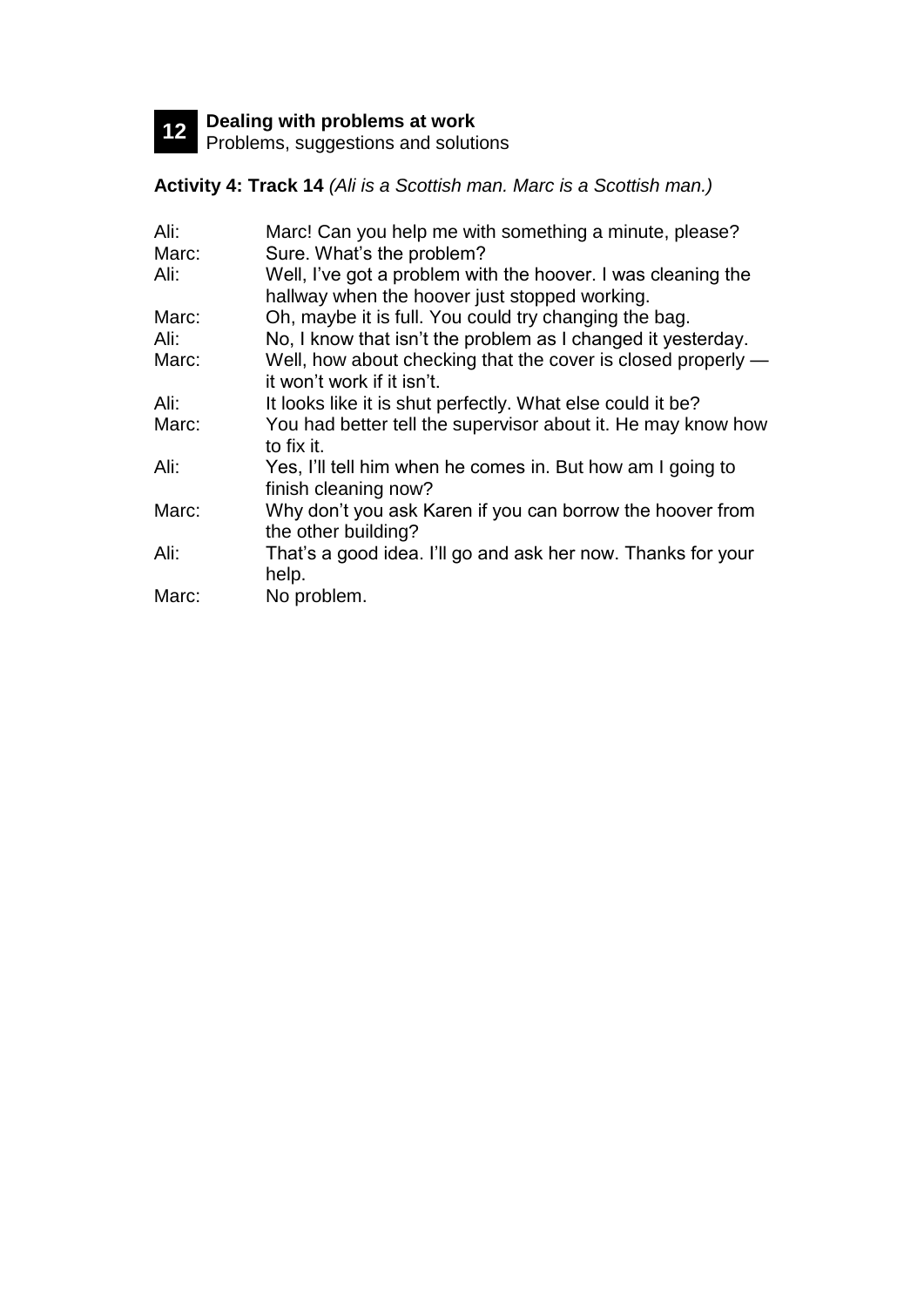**12** **Dealing with problems at work**
Problems, suggestions and solutions

**Activity 4: Track 14** *(Ali is a Scottish man. Marc is a Scottish man.)*

| | |
|---|---|
| Ali: | Marc! Can you help me with something a minute, please? |
| Marc: | Sure. What's the problem? |
| Ali: | Well, I've got a problem with the hoover. I was cleaning the hallway when the hoover just stopped working. |
| Marc: | Oh, maybe it is full. You could try changing the bag. |
| Ali: | No, I know that isn't the problem as I changed it yesterday. |
| Marc: | Well, how about checking that the cover is closed properly — it won't work if it isn't. |
| Ali: | It looks like it is shut perfectly. What else could it be? |
| Marc: | You had better tell the supervisor about it. He may know how to fix it. |
| Ali: | Yes, I'll tell him when he comes in. But how am I going to finish cleaning now? |
| Marc: | Why don't you ask Karen if you can borrow the hoover from the other building? |
| Ali: | That's a good idea. I'll go and ask her now. Thanks for your help. |
| Marc: | No problem. |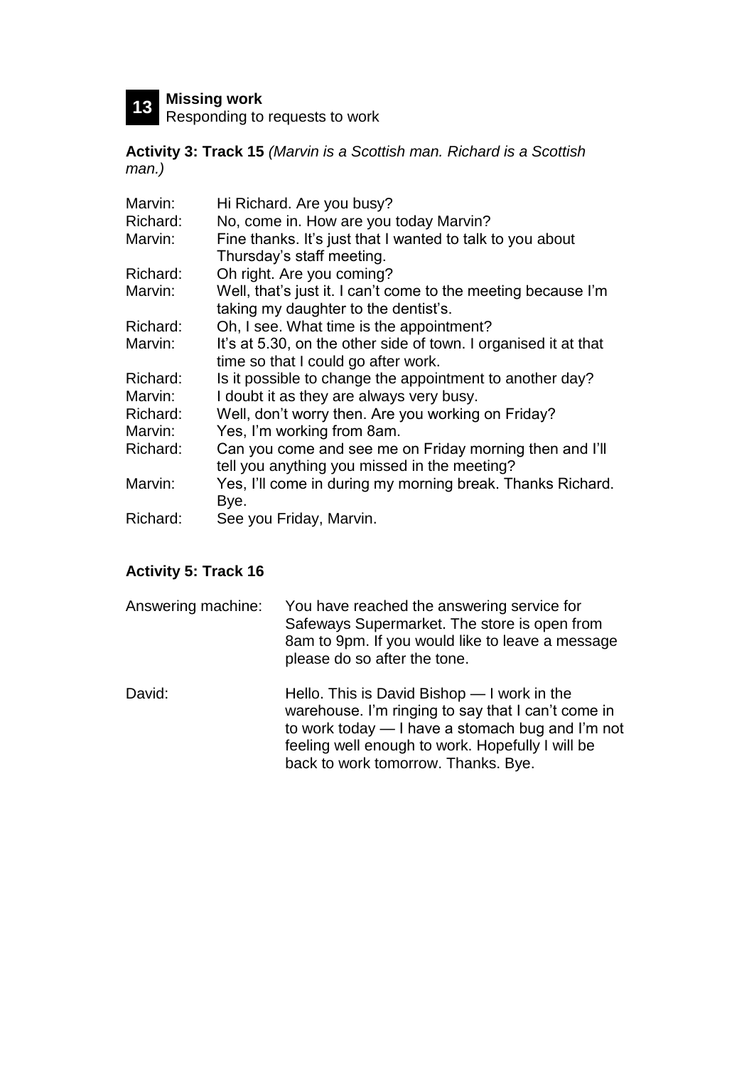**13** **Missing work**
Responding to requests to work

**Activity 3: Track 15** *(Marvin is a Scottish man. Richard is a Scottish man.)*

| | |
|---|---|
| Marvin: | Hi Richard. Are you busy? |
| Richard: | No, come in. How are you today Marvin? |
| Marvin: | Fine thanks. It's just that I wanted to talk to you about Thursday's staff meeting. |
| Richard: | Oh right. Are you coming? |
| Marvin: | Well, that's just it. I can't come to the meeting because I'm taking my daughter to the dentist's. |
| Richard: | Oh, I see. What time is the appointment? |
| Marvin: | It's at 5.30, on the other side of town. I organised it at that time so that I could go after work. |
| Richard: | Is it possible to change the appointment to another day? |
| Marvin: | I doubt it as they are always very busy. |
| Richard: | Well, don't worry then. Are you working on Friday? |
| Marvin: | Yes, I'm working from 8am. |
| Richard: | Can you come and see me on Friday morning then and I'll tell you anything you missed in the meeting? |
| Marvin: | Yes, I'll come in during my morning break. Thanks Richard. Bye. |
| Richard: | See you Friday, Marvin. |

**Activity 5: Track 16**

| | |
|---|---|
| Answering machine: | You have reached the answering service for Safeways Supermarket. The store is open from 8am to 9pm. If you would like to leave a message please do so after the tone. |
| David: | Hello. This is David Bishop — I work in the warehouse. I'm ringing to say that I can't come in to work today — I have a stomach bug and I'm not feeling well enough to work. Hopefully I will be back to work tomorrow. Thanks. Bye. |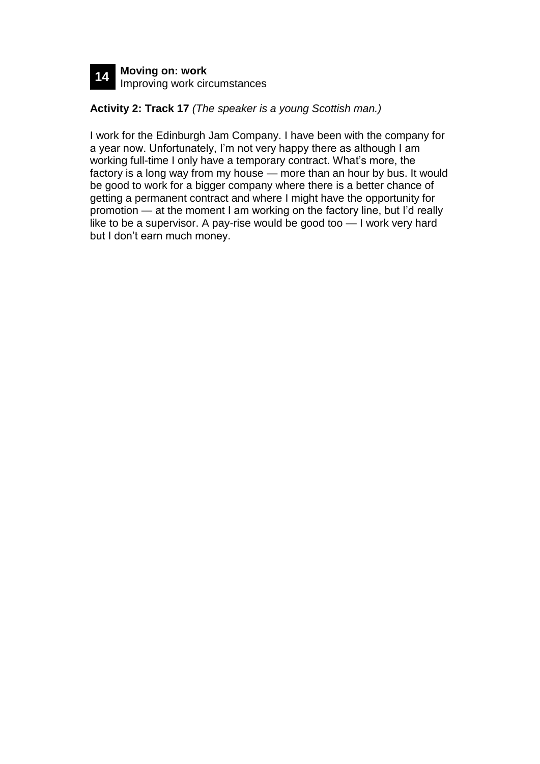**14** **Moving on: work**
Improving work circumstances

**Activity 2: Track 17** *(The speaker is a young Scottish man.)*

I work for the Edinburgh Jam Company. I have been with the company for a year now. Unfortunately, I'm not very happy there as although I am working full-time I only have a temporary contract. What's more, the factory is a long way from my house — more than an hour by bus. It would be good to work for a bigger company where there is a better chance of getting a permanent contract and where I might have the opportunity for promotion — at the moment I am working on the factory line, but I'd really like to be a supervisor. A pay-rise would be good too — I work very hard but I don't earn much money.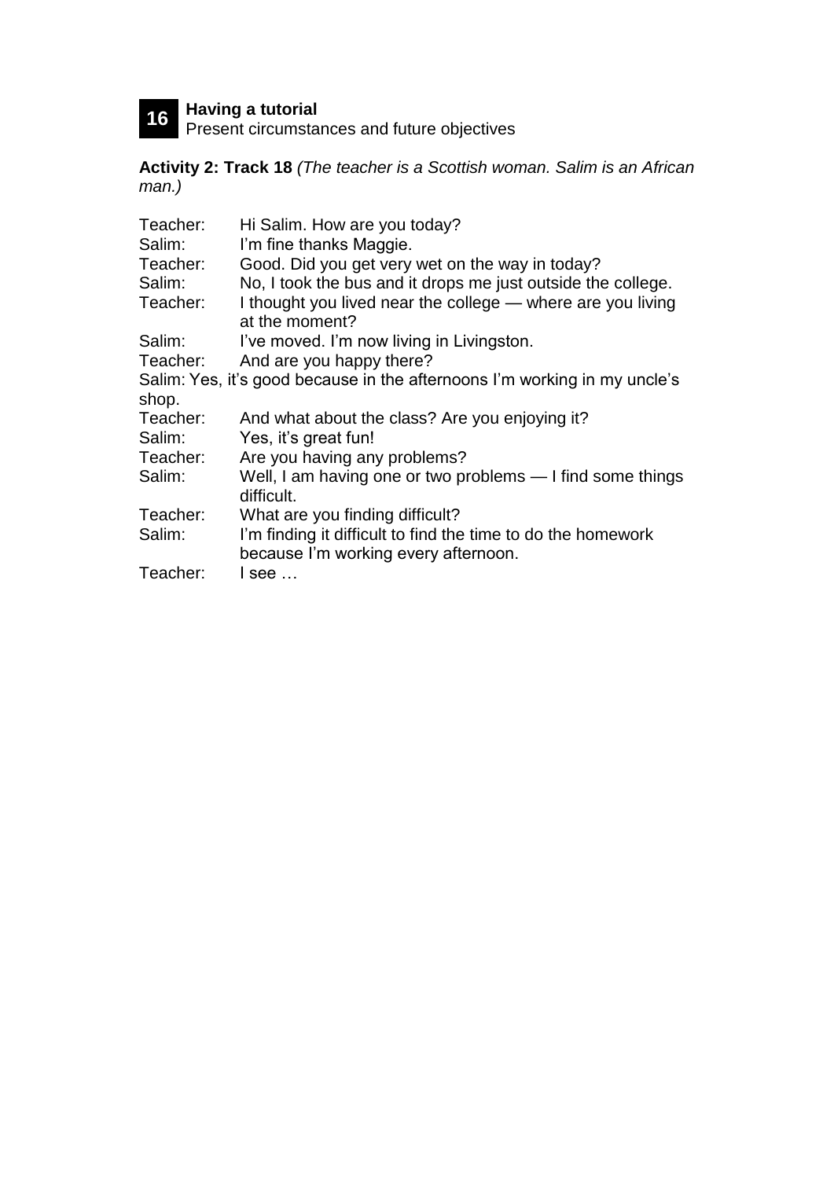**16** **Having a tutorial**
Present circumstances and future objectives

**Activity 2: Track 18** *(The teacher is a Scottish woman. Salim is an African man.)*

Teacher: Hi Salim. How are you today?
Salim: I'm fine thanks Maggie.
Teacher: Good. Did you get very wet on the way in today?
Salim: No, I took the bus and it drops me just outside the college.
Teacher: I thought you lived near the college — where are you living at the moment?
Salim: I've moved. I'm now living in Livingston.
Teacher: And are you happy there?
Salim: Yes, it's good because in the afternoons I'm working in my uncle's shop.
Teacher: And what about the class? Are you enjoying it?
Salim: Yes, it's great fun!
Teacher: Are you having any problems?
Salim: Well, I am having one or two problems — I find some things difficult.
Teacher: What are you finding difficult?
Salim: I'm finding it difficult to find the time to do the homework because I'm working every afternoon.
Teacher: I see …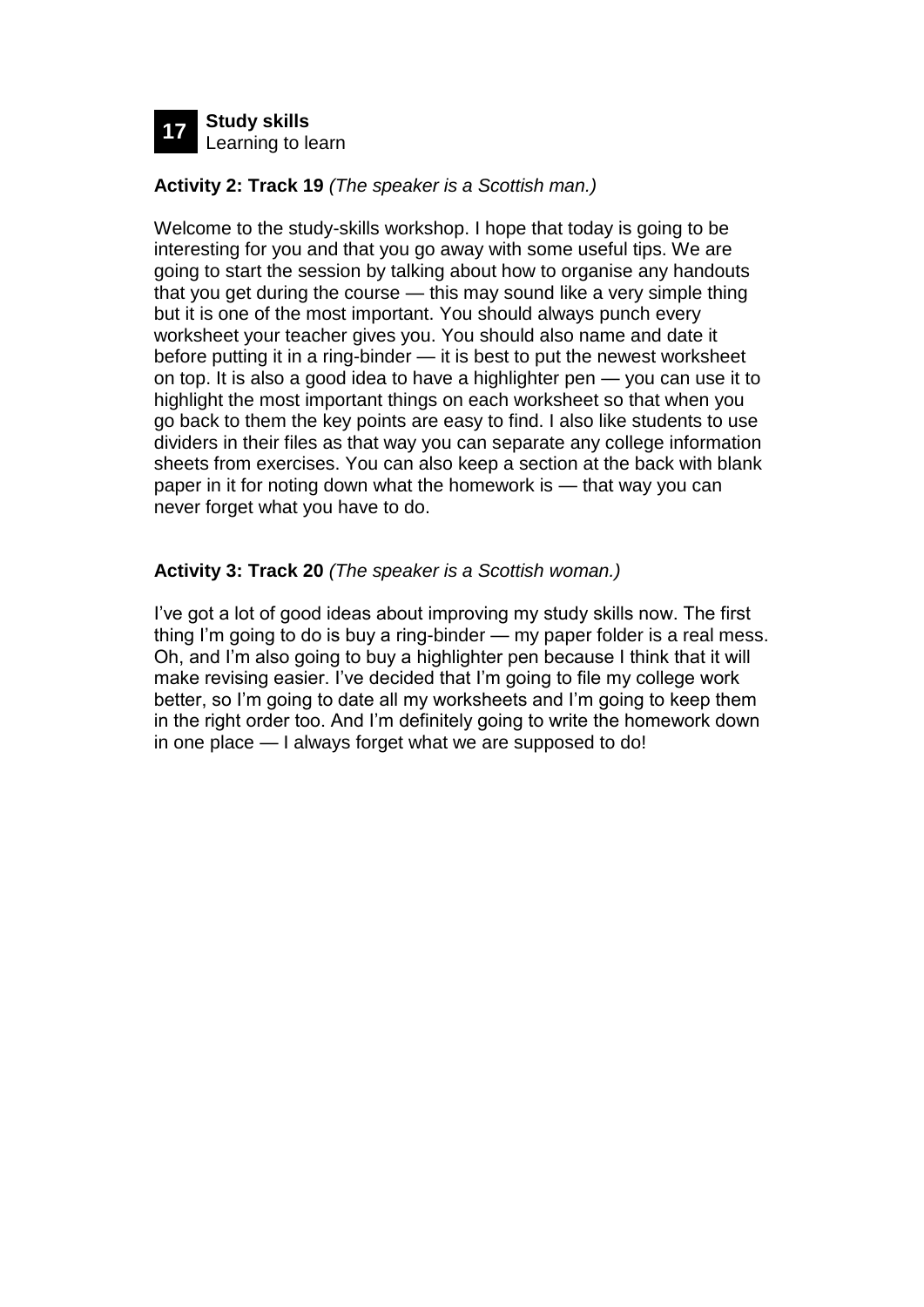**17** **Study skills**
Learning to learn

**Activity 2: Track 19** *(The speaker is a Scottish man.)*

Welcome to the study-skills workshop. I hope that today is going to be interesting for you and that you go away with some useful tips. We are going to start the session by talking about how to organise any handouts that you get during the course — this may sound like a very simple thing but it is one of the most important. You should always punch every worksheet your teacher gives you. You should also name and date it before putting it in a ring-binder — it is best to put the newest worksheet on top. It is also a good idea to have a highlighter pen — you can use it to highlight the most important things on each worksheet so that when you go back to them the key points are easy to find. I also like students to use dividers in their files as that way you can separate any college information sheets from exercises. You can also keep a section at the back with blank paper in it for noting down what the homework is — that way you can never forget what you have to do.

**Activity 3: Track 20** *(The speaker is a Scottish woman.)*

I've got a lot of good ideas about improving my study skills now. The first thing I'm going to do is buy a ring-binder — my paper folder is a real mess. Oh, and I'm also going to buy a highlighter pen because I think that it will make revising easier. I've decided that I'm going to file my college work better, so I'm going to date all my worksheets and I'm going to keep them in the right order too. And I'm definitely going to write the homework down in one place — I always forget what we are supposed to do!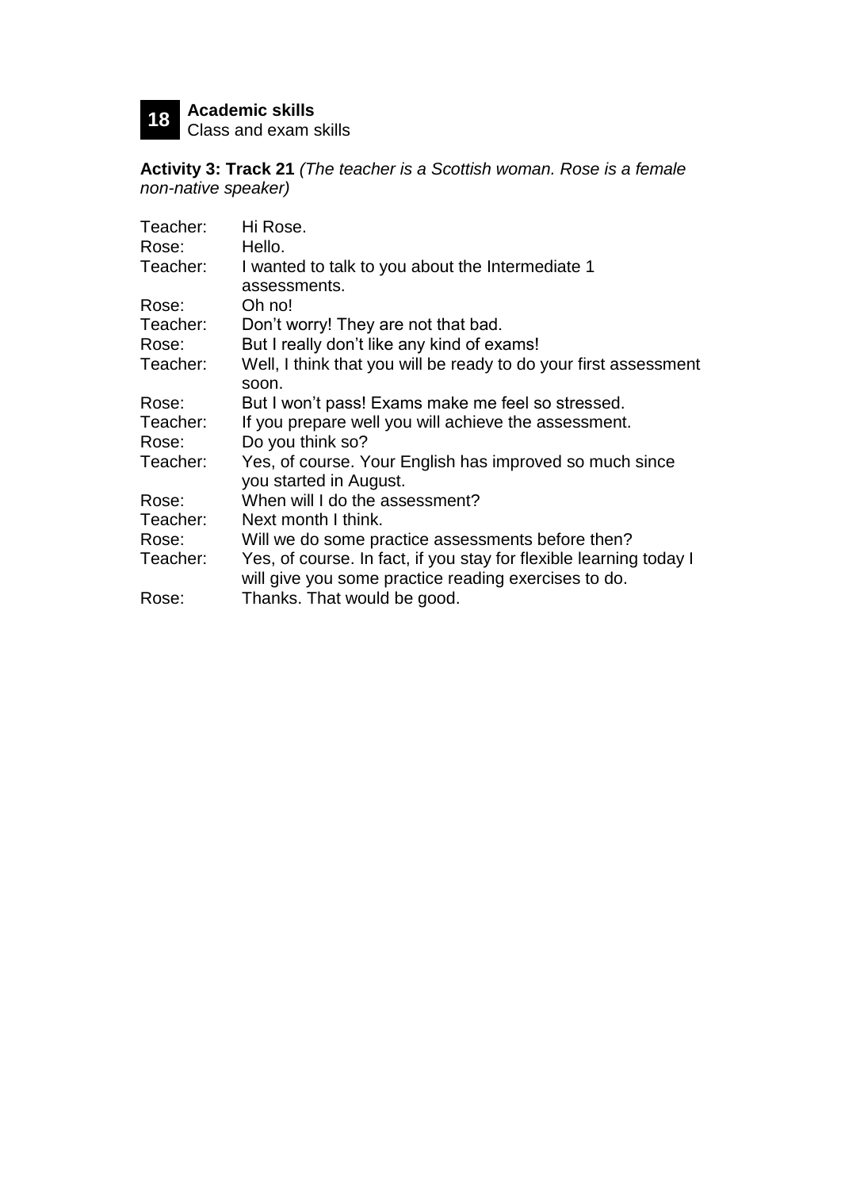**18** **Academic skills**
Class and exam skills

**Activity 3: Track 21** *(The teacher is a Scottish woman. Rose is a female non-native speaker)*

| | |
|---|---|
| Teacher: | Hi Rose. |
| Rose: | Hello. |
| Teacher: | I wanted to talk to you about the Intermediate 1 assessments. |
| Rose: | Oh no! |
| Teacher: | Don't worry! They are not that bad. |
| Rose: | But I really don't like any kind of exams! |
| Teacher: | Well, I think that you will be ready to do your first assessment soon. |
| Rose: | But I won't pass! Exams make me feel so stressed. |
| Teacher: | If you prepare well you will achieve the assessment. |
| Rose: | Do you think so? |
| Teacher: | Yes, of course. Your English has improved so much since you started in August. |
| Rose: | When will I do the assessment? |
| Teacher: | Next month I think. |
| Rose: | Will we do some practice assessments before then? |
| Teacher: | Yes, of course. In fact, if you stay for flexible learning today I will give you some practice reading exercises to do. |
| Rose: | Thanks. That would be good. |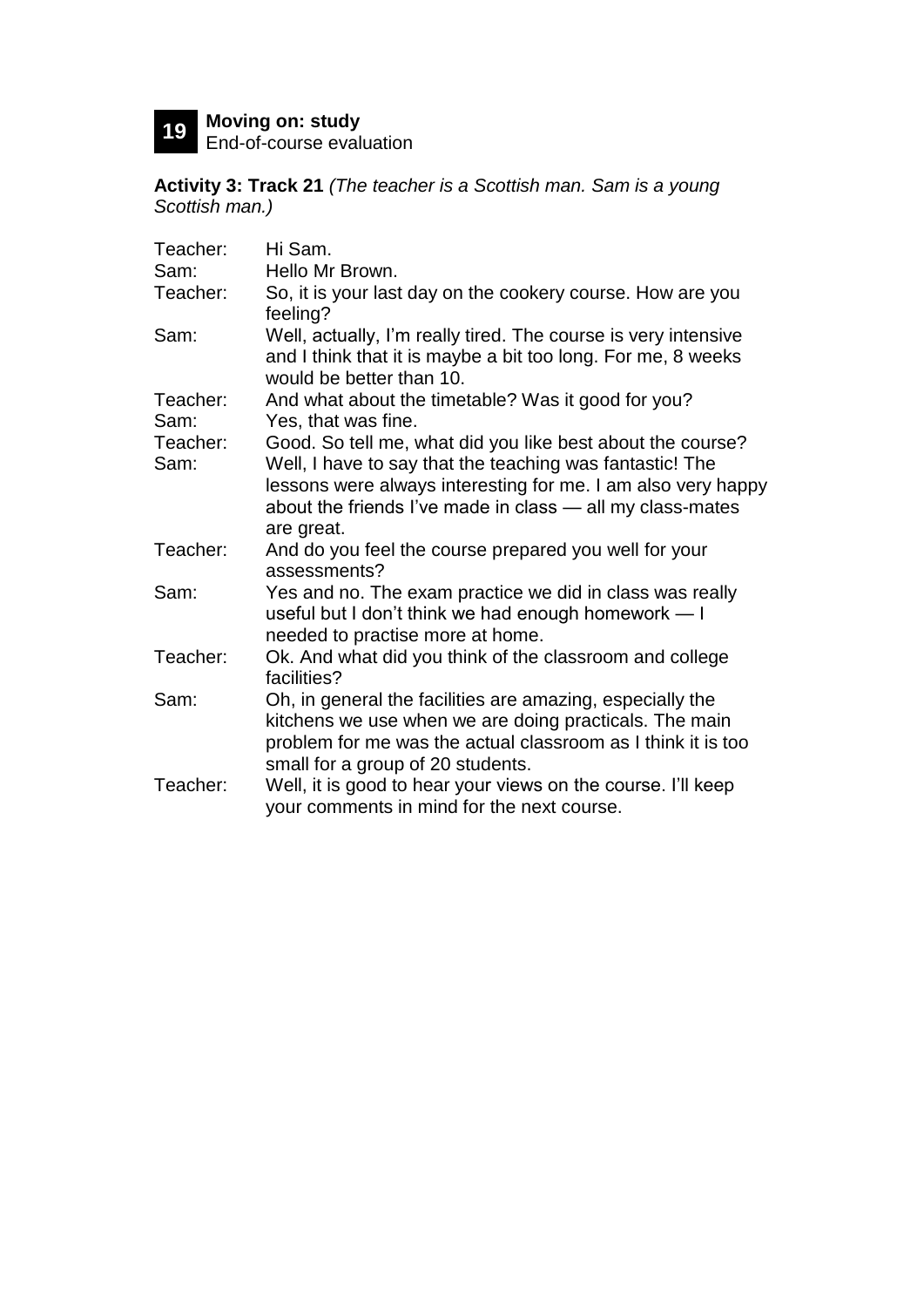**19** **Moving on: study**
End-of-course evaluation

**Activity 3: Track 21** *(The teacher is a Scottish man. Sam is a young Scottish man.)*

| | |
|---|---|
| Teacher: | Hi Sam. |
| Sam: | Hello Mr Brown. |
| Teacher: | So, it is your last day on the cookery course. How are you feeling? |
| Sam: | Well, actually, I'm really tired. The course is very intensive and I think that it is maybe a bit too long. For me, 8 weeks would be better than 10. |
| Teacher: | And what about the timetable? Was it good for you? |
| Sam: | Yes, that was fine. |
| Teacher: | Good. So tell me, what did you like best about the course? |
| Sam: | Well, I have to say that the teaching was fantastic! The lessons were always interesting for me. I am also very happy about the friends I've made in class — all my class-mates are great. |
| Teacher: | And do you feel the course prepared you well for your assessments? |
| Sam: | Yes and no. The exam practice we did in class was really useful but I don't think we had enough homework — I needed to practise more at home. |
| Teacher: | Ok. And what did you think of the classroom and college facilities? |
| Sam: | Oh, in general the facilities are amazing, especially the kitchens we use when we are doing practicals. The main problem for me was the actual classroom as I think it is too small for a group of 20 students. |
| Teacher: | Well, it is good to hear your views on the course. I'll keep your comments in mind for the next course. |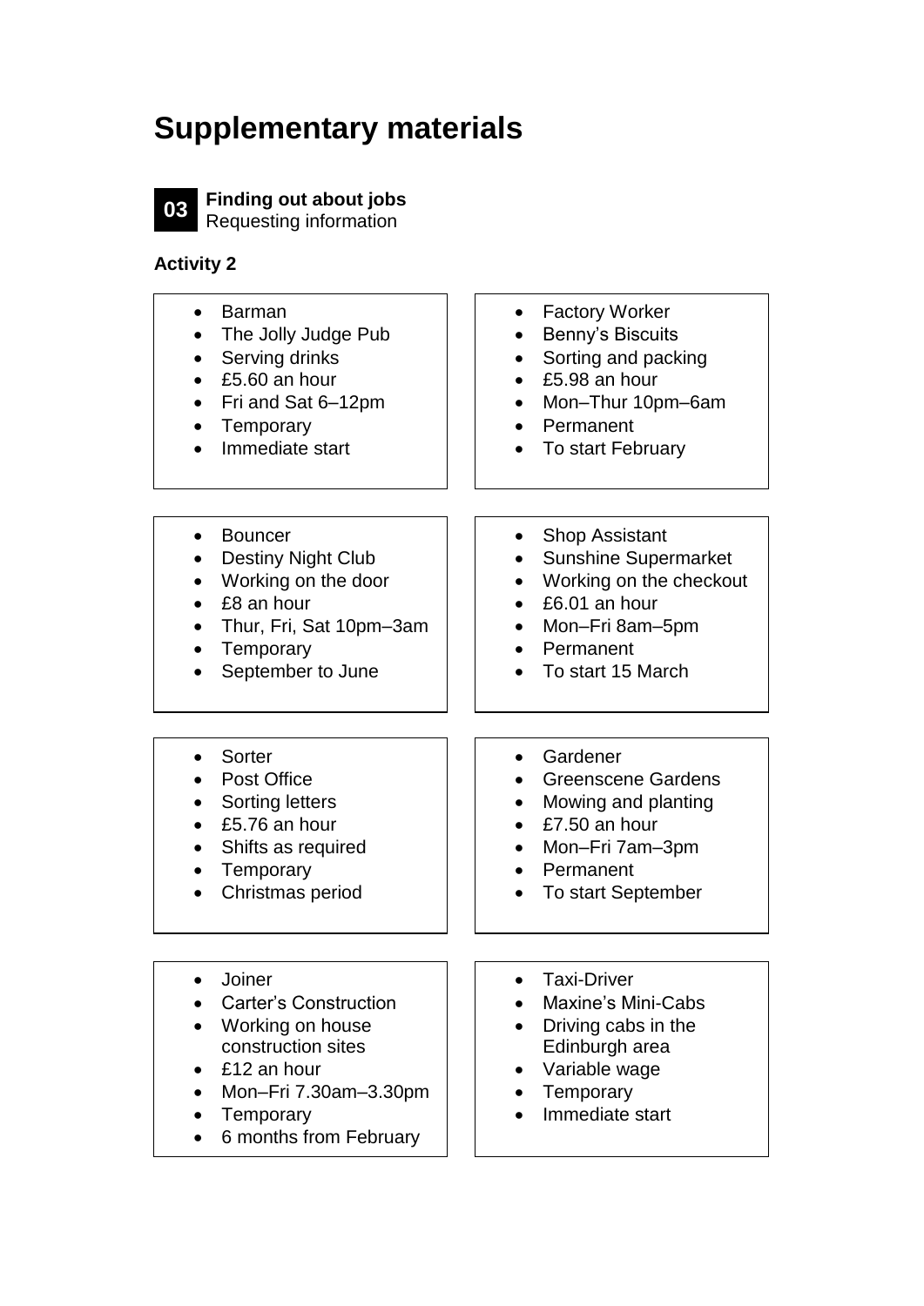# Supplementary materials

**03** **Finding out about jobs**
Requesting information

### Activity 2

- Barman
- The Jolly Judge Pub
- Serving drinks
- £5.60 an hour
- Fri and Sat 6–12pm
- Temporary
- Immediate start

---

- Factory Worker
- Benny's Biscuits
- Sorting and packing
- £5.98 an hour
- Mon–Thur 10pm–6am
- Permanent
- To start February

---

- Bouncer
- Destiny Night Club
- Working on the door
- £8 an hour
- Thur, Fri, Sat 10pm–3am
- Temporary
- September to June

---

- Shop Assistant
- Sunshine Supermarket
- Working on the checkout
- £6.01 an hour
- Mon–Fri 8am–5pm
- Permanent
- To start 15 March

---

- Sorter
- Post Office
- Sorting letters
- £5.76 an hour
- Shifts as required
- Temporary
- Christmas period

---

- Gardener
- Greenscene Gardens
- Mowing and planting
- £7.50 an hour
- Mon–Fri 7am–3pm
- Permanent
- To start September

---

- Joiner
- Carter's Construction
- Working on house construction sites
- £12 an hour
- Mon–Fri 7.30am–3.30pm
- Temporary
- 6 months from February

---

- Taxi-Driver
- Maxine's Mini-Cabs
- Driving cabs in the Edinburgh area
- Variable wage
- Temporary
- Immediate start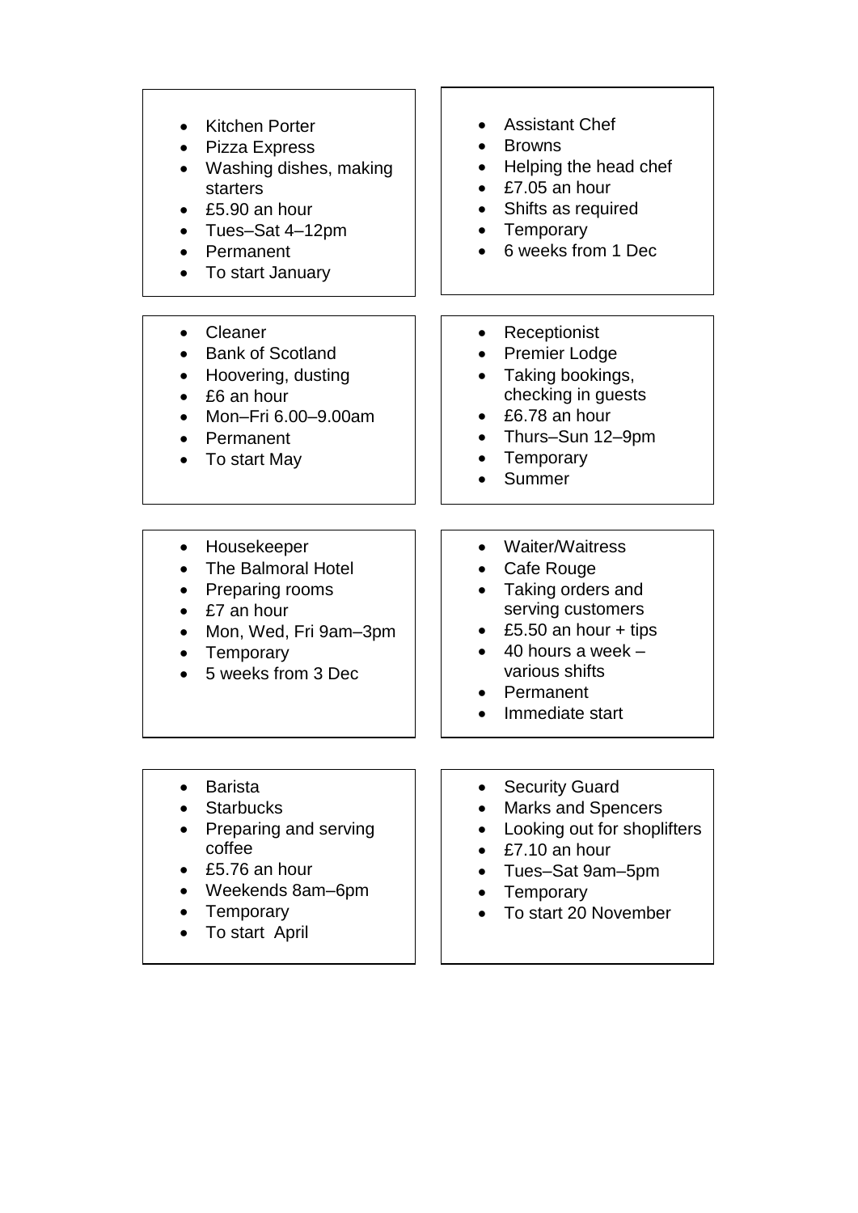- Kitchen Porter
- Pizza Express
- Washing dishes, making starters
- £5.90 an hour
- Tues–Sat 4–12pm
- Permanent
- To start January

---

- Assistant Chef
- Browns
- Helping the head chef
- £7.05 an hour
- Shifts as required
- Temporary
- 6 weeks from 1 Dec

---

- Cleaner
- Bank of Scotland
- Hoovering, dusting
- £6 an hour
- Mon–Fri 6.00–9.00am
- Permanent
- To start May

---

- Receptionist
- Premier Lodge
- Taking bookings, checking in guests
- £6.78 an hour
- Thurs–Sun 12–9pm
- Temporary
- Summer

---

- Housekeeper
- The Balmoral Hotel
- Preparing rooms
- £7 an hour
- Mon, Wed, Fri 9am–3pm
- Temporary
- 5 weeks from 3 Dec

---

- Waiter/Waitress
- Cafe Rouge
- Taking orders and serving customers
- £5.50 an hour + tips
- 40 hours a week – various shifts
- Permanent
- Immediate start

---

- Barista
- Starbucks
- Preparing and serving coffee
- £5.76 an hour
- Weekends 8am–6pm
- Temporary
- To start April

---

- Security Guard
- Marks and Spencers
- Looking out for shoplifters
- £7.10 an hour
- Tues–Sat 9am–5pm
- Temporary
- To start 20 November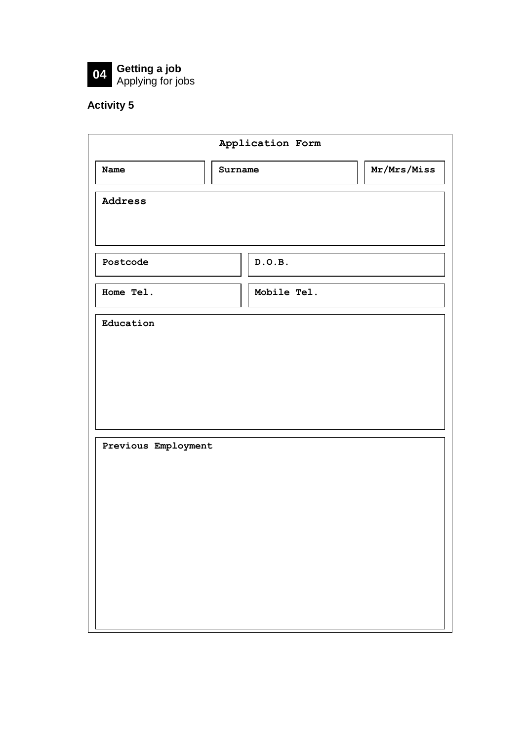**04** **Getting a job**
Applying for jobs

**Activity 5**

**Application Form**

| Name | Surname | Mr/Mrs/Miss |
|---|---|---|
| | | |

| Address |
|---|
| |

| Postcode | D.O.B. |
|---|---|
| Home Tel. | Mobile Tel. |

| Education |
|---|
| |

| Previous Employment |
|---|
| |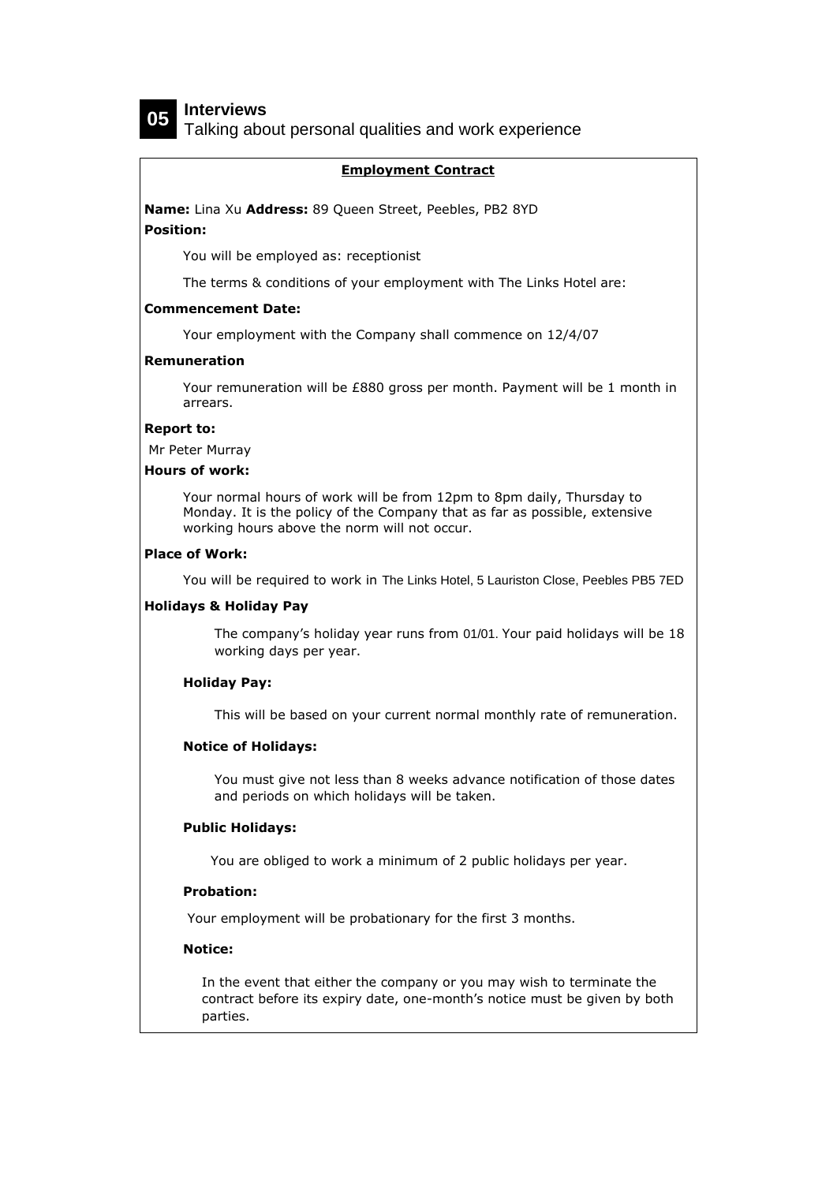**05** **Interviews**
Talking about personal qualities and work experience

## Employment Contract

**Name:** Lina Xu **Address:** 89 Queen Street, Peebles, PB2 8YD

**Position:**

You will be employed as: receptionist

The terms & conditions of your employment with The Links Hotel are:

**Commencement Date:**

Your employment with the Company shall commence on 12/4/07

**Remuneration**

Your remuneration will be £880 gross per month. Payment will be 1 month in arrears.

**Report to:**

Mr Peter Murray

**Hours of work:**

Your normal hours of work will be from 12pm to 8pm daily, Thursday to Monday. It is the policy of the Company that as far as possible, extensive working hours above the norm will not occur.

**Place of Work:**

You will be required to work in The Links Hotel, 5 Lauriston Close, Peebles PB5 7ED

**Holidays & Holiday Pay**

The company's holiday year runs from 01/01. Your paid holidays will be 18 working days per year.

**Holiday Pay:**

This will be based on your current normal monthly rate of remuneration.

**Notice of Holidays:**

You must give not less than 8 weeks advance notification of those dates and periods on which holidays will be taken.

**Public Holidays:**

You are obliged to work a minimum of 2 public holidays per year.

**Probation:**

Your employment will be probationary for the first 3 months.

**Notice:**

In the event that either the company or you may wish to terminate the contract before its expiry date, one-month's notice must be given by both parties.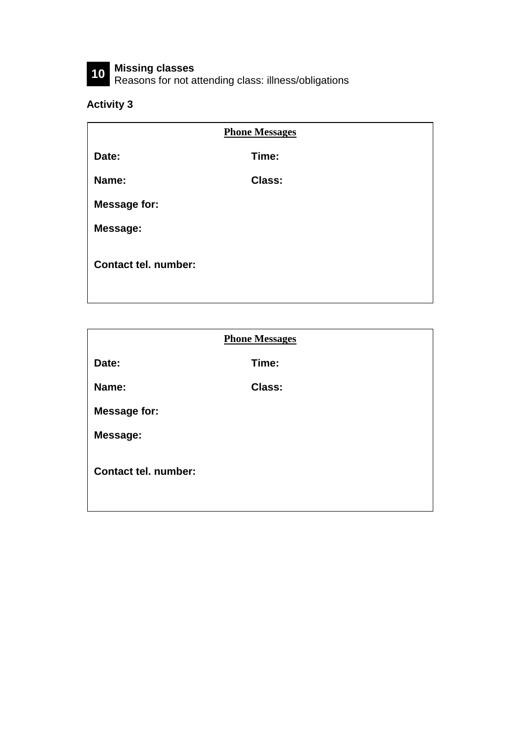**10** **Missing classes**
Reasons for not attending class: illness/obligations

**Activity 3**

**Phone Messages**

**Date:** **Time:**

**Name:** **Class:**

**Message for:**

**Message:**

**Contact tel. number:**

**Phone Messages**

**Date:** **Time:**

**Name:** **Class:**

**Message for:**

**Message:**

**Contact tel. number:**